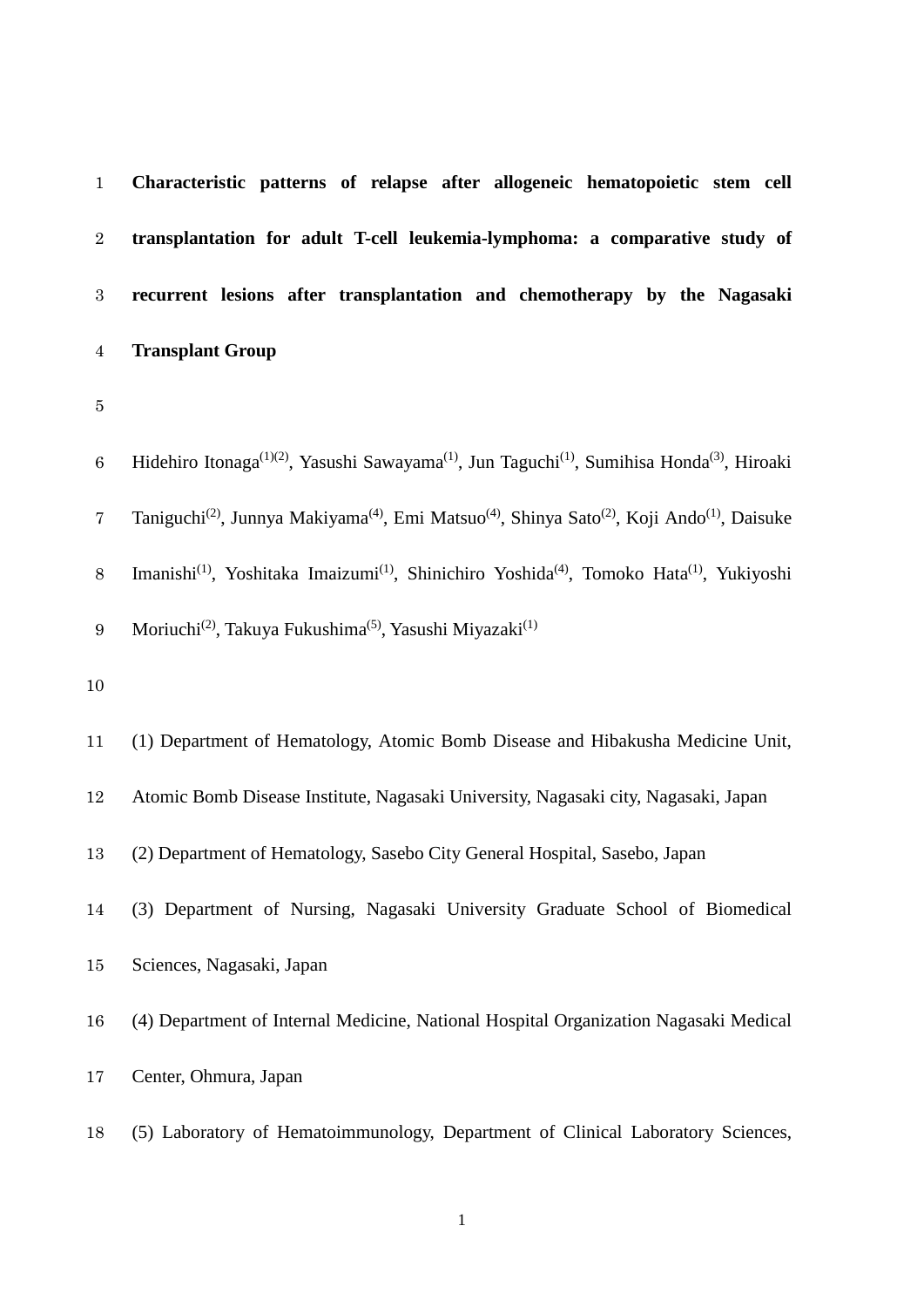# Characteristic patterns of relapse after allogeneic hematopoietic stem cell transplantation for adult T-cell leukemia-lymphoma: a comparative study of recurrent lesions after transplantation and chemotherapy by the Nagasaki Transplant Group

Hidehiro Itonaga[(1)(2)], Yasushi Sawayama[(1)], Jun Taguchi[(1)], Sumihisa Honda[(3)], Hiroaki Taniguchi[(2)], Junnya Makiyama[(4)], Emi Matsuo[(4)], Shinya Sato[(2)], Koji Ando[(1)], Daisuke Imanishi[(1)], Yoshitaka Imaizumi[(1)], Shinichiro Yoshida[(4)], Tomoko Hata[(1)], Yukiyoshi Moriuchi[(2)], Takuya Fukushima[(5)], Yasushi Miyazaki[(1)]

(1) Department of Hematology, Atomic Bomb Disease and Hibakusha Medicine Unit, Atomic Bomb Disease Institute, Nagasaki University, Nagasaki city, Nagasaki, Japan

(2) Department of Hematology, Sasebo City General Hospital, Sasebo, Japan

(3) Department of Nursing, Nagasaki University Graduate School of Biomedical Sciences, Nagasaki, Japan

(4) Department of Internal Medicine, National Hospital Organization Nagasaki Medical Center, Ohmura, Japan

(5) Laboratory of Hematoimmunology, Department of Clinical Laboratory Sciences,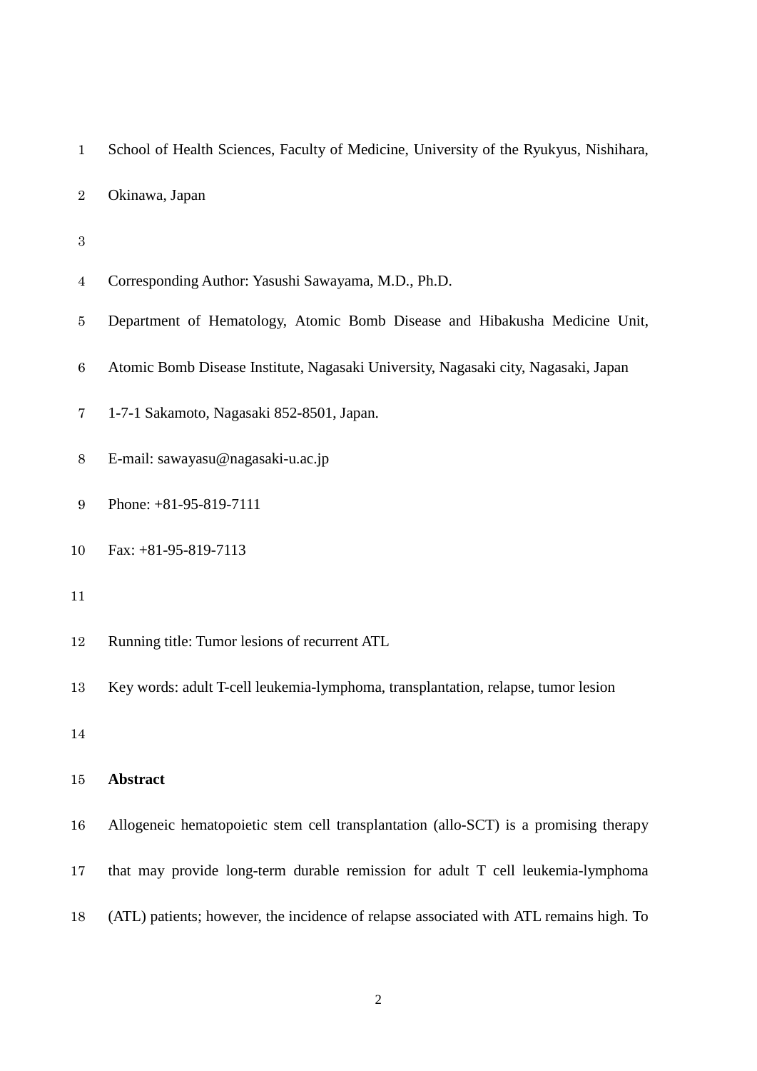School of Health Sciences, Faculty of Medicine, University of the Ryukyus, Nishihara, Okinawa, Japan

Corresponding Author: Yasushi Sawayama, M.D., Ph.D.

Department of Hematology, Atomic Bomb Disease and Hibakusha Medicine Unit, Atomic Bomb Disease Institute, Nagasaki University, Nagasaki city, Nagasaki, Japan

1-7-1 Sakamoto, Nagasaki 852-8501, Japan.

E-mail: sawayasu@nagasaki-u.ac.jp

Phone: +81-95-819-7111

Fax: +81-95-819-7113

Running title: Tumor lesions of recurrent ATL

Key words: adult T-cell leukemia-lymphoma, transplantation, relapse, tumor lesion

**Abstract**

Allogeneic hematopoietic stem cell transplantation (allo-SCT) is a promising therapy that may provide long-term durable remission for adult T cell leukemia-lymphoma (ATL) patients; however, the incidence of relapse associated with ATL remains high. To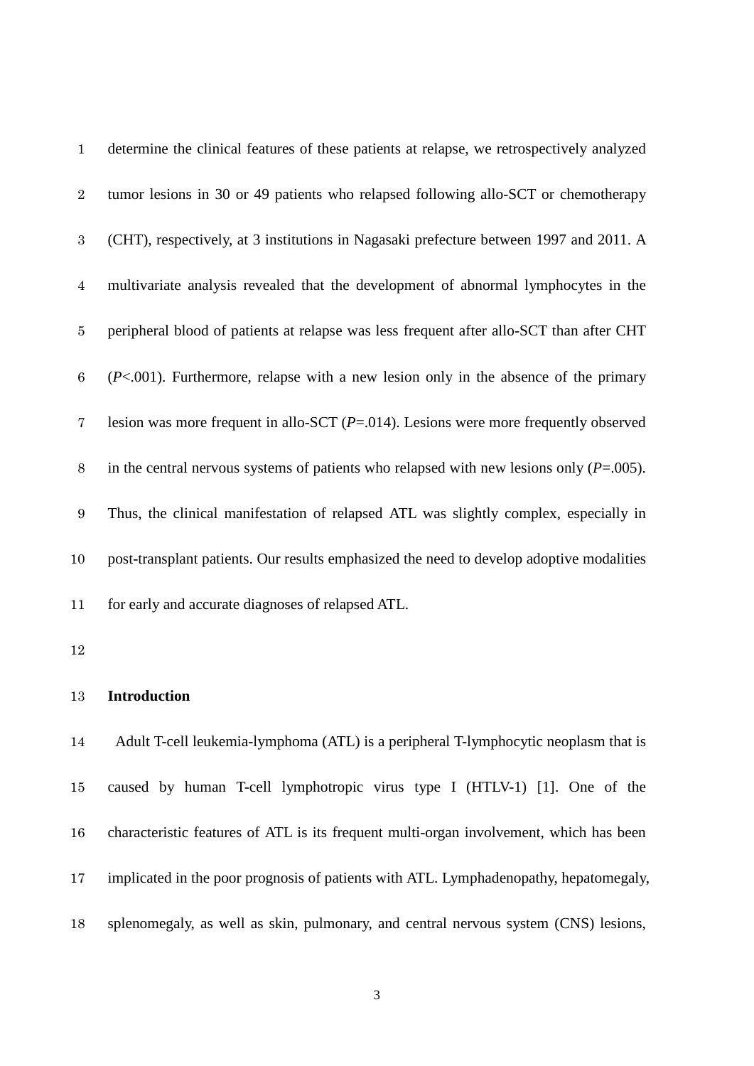determine the clinical features of these patients at relapse, we retrospectively analyzed tumor lesions in 30 or 49 patients who relapsed following allo-SCT or chemotherapy (CHT), respectively, at 3 institutions in Nagasaki prefecture between 1997 and 2011. A multivariate analysis revealed that the development of abnormal lymphocytes in the peripheral blood of patients at relapse was less frequent after allo-SCT than after CHT (*P*<.001). Furthermore, relapse with a new lesion only in the absence of the primary lesion was more frequent in allo-SCT (*P*=.014). Lesions were more frequently observed in the central nervous systems of patients who relapsed with new lesions only (*P*=.005). Thus, the clinical manifestation of relapsed ATL was slightly complex, especially in post-transplant patients. Our results emphasized the need to develop adoptive modalities for early and accurate diagnoses of relapsed ATL.

## Introduction

Adult T-cell leukemia-lymphoma (ATL) is a peripheral T-lymphocytic neoplasm that is caused by human T-cell lymphotropic virus type I (HTLV-1) [1]. One of the characteristic features of ATL is its frequent multi-organ involvement, which has been implicated in the poor prognosis of patients with ATL. Lymphadenopathy, hepatomegaly, splenomegaly, as well as skin, pulmonary, and central nervous system (CNS) lesions,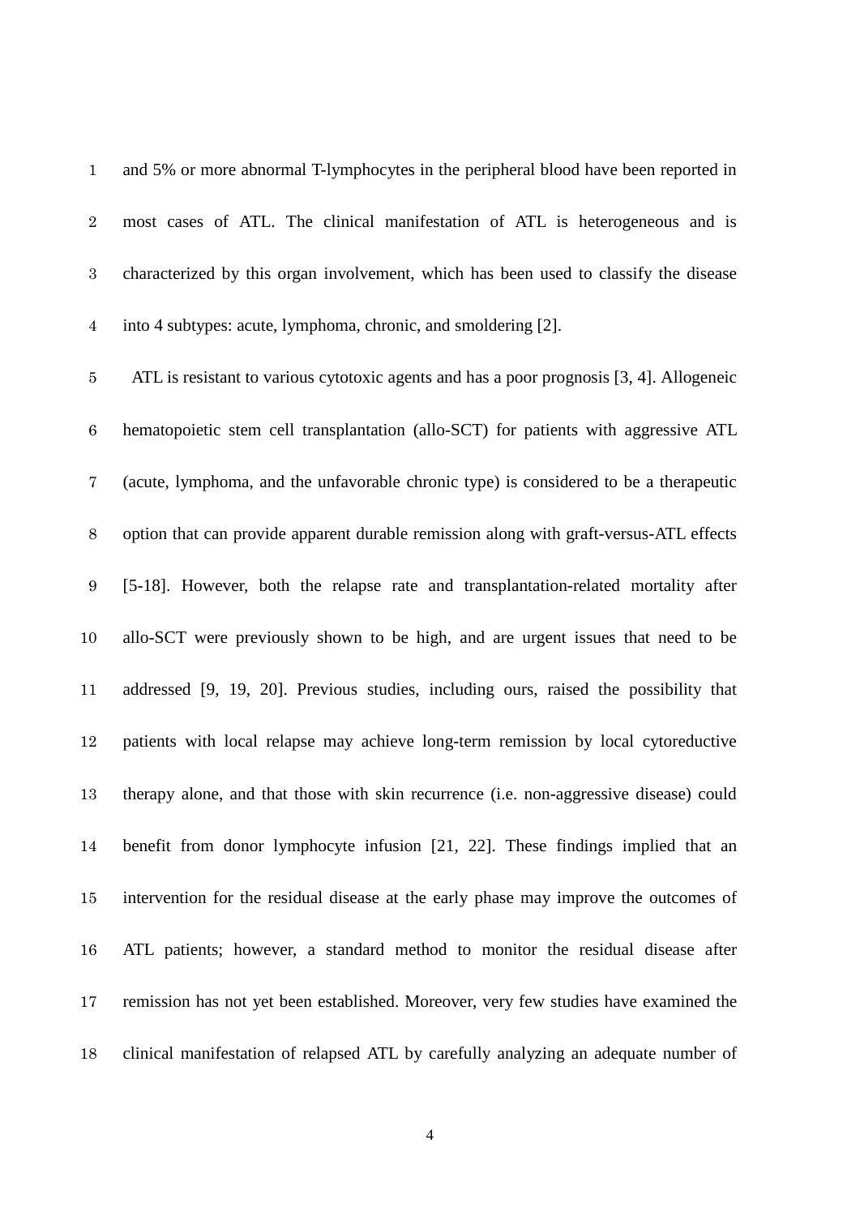and 5% or more abnormal T-lymphocytes in the peripheral blood have been reported in most cases of ATL. The clinical manifestation of ATL is heterogeneous and is characterized by this organ involvement, which has been used to classify the disease into 4 subtypes: acute, lymphoma, chronic, and smoldering [2].

ATL is resistant to various cytotoxic agents and has a poor prognosis [3, 4]. Allogeneic hematopoietic stem cell transplantation (allo-SCT) for patients with aggressive ATL (acute, lymphoma, and the unfavorable chronic type) is considered to be a therapeutic option that can provide apparent durable remission along with graft-versus-ATL effects [5-18]. However, both the relapse rate and transplantation-related mortality after allo-SCT were previously shown to be high, and are urgent issues that need to be addressed [9, 19, 20]. Previous studies, including ours, raised the possibility that patients with local relapse may achieve long-term remission by local cytoreductive therapy alone, and that those with skin recurrence (i.e. non-aggressive disease) could benefit from donor lymphocyte infusion [21, 22]. These findings implied that an intervention for the residual disease at the early phase may improve the outcomes of ATL patients; however, a standard method to monitor the residual disease after remission has not yet been established. Moreover, very few studies have examined the clinical manifestation of relapsed ATL by carefully analyzing an adequate number of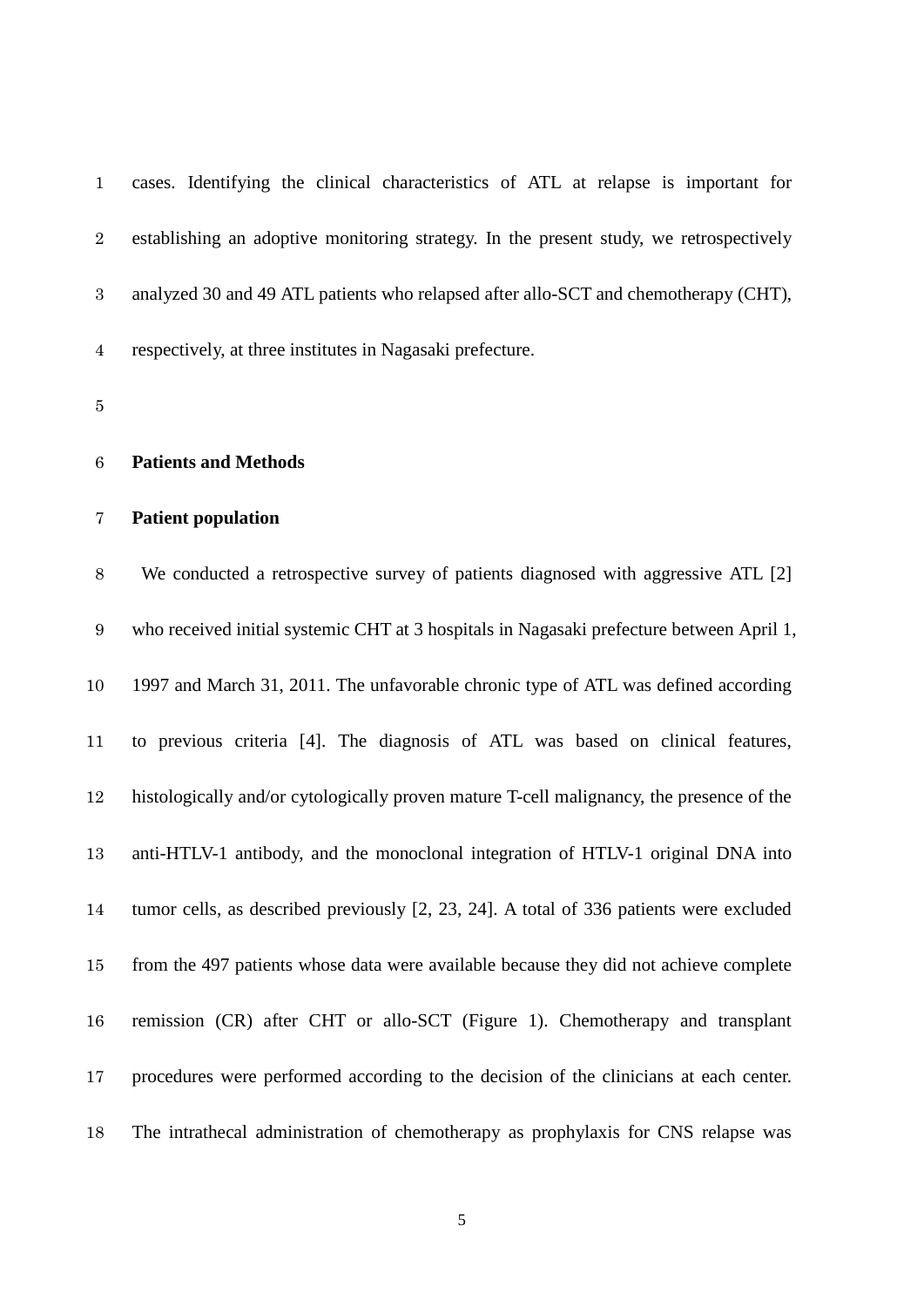cases. Identifying the clinical characteristics of ATL at relapse is important for establishing an adoptive monitoring strategy. In the present study, we retrospectively analyzed 30 and 49 ATL patients who relapsed after allo-SCT and chemotherapy (CHT), respectively, at three institutes in Nagasaki prefecture.

## Patients and Methods

### Patient population

We conducted a retrospective survey of patients diagnosed with aggressive ATL [2] who received initial systemic CHT at 3 hospitals in Nagasaki prefecture between April 1, 1997 and March 31, 2011. The unfavorable chronic type of ATL was defined according to previous criteria [4]. The diagnosis of ATL was based on clinical features, histologically and/or cytologically proven mature T-cell malignancy, the presence of the anti-HTLV-1 antibody, and the monoclonal integration of HTLV-1 original DNA into tumor cells, as described previously [2, 23, 24]. A total of 336 patients were excluded from the 497 patients whose data were available because they did not achieve complete remission (CR) after CHT or allo-SCT (Figure 1). Chemotherapy and transplant procedures were performed according to the decision of the clinicians at each center. The intrathecal administration of chemotherapy as prophylaxis for CNS relapse was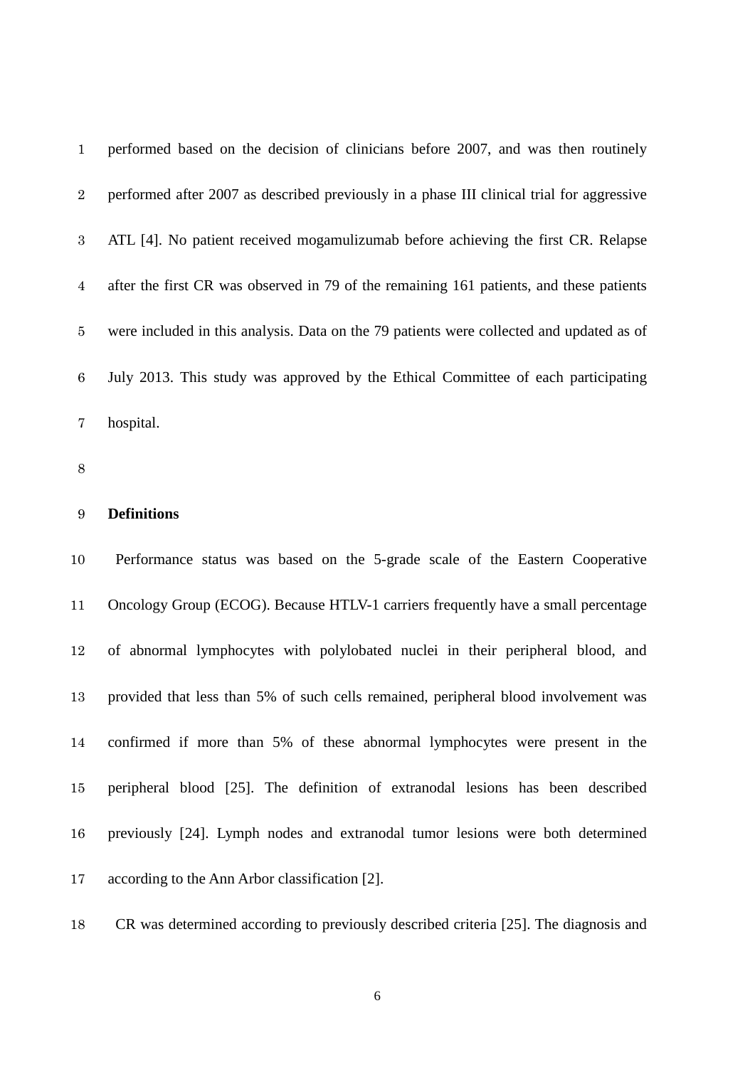performed based on the decision of clinicians before 2007, and was then routinely performed after 2007 as described previously in a phase III clinical trial for aggressive ATL [4]. No patient received mogamulizumab before achieving the first CR. Relapse after the first CR was observed in 79 of the remaining 161 patients, and these patients were included in this analysis. Data on the 79 patients were collected and updated as of July 2013. This study was approved by the Ethical Committee of each participating hospital.

**Definitions**

Performance status was based on the 5-grade scale of the Eastern Cooperative Oncology Group (ECOG). Because HTLV-1 carriers frequently have a small percentage of abnormal lymphocytes with polylobated nuclei in their peripheral blood, and provided that less than 5% of such cells remained, peripheral blood involvement was confirmed if more than 5% of these abnormal lymphocytes were present in the peripheral blood [25]. The definition of extranodal lesions has been described previously [24]. Lymph nodes and extranodal tumor lesions were both determined according to the Ann Arbor classification [2].

CR was determined according to previously described criteria [25]. The diagnosis and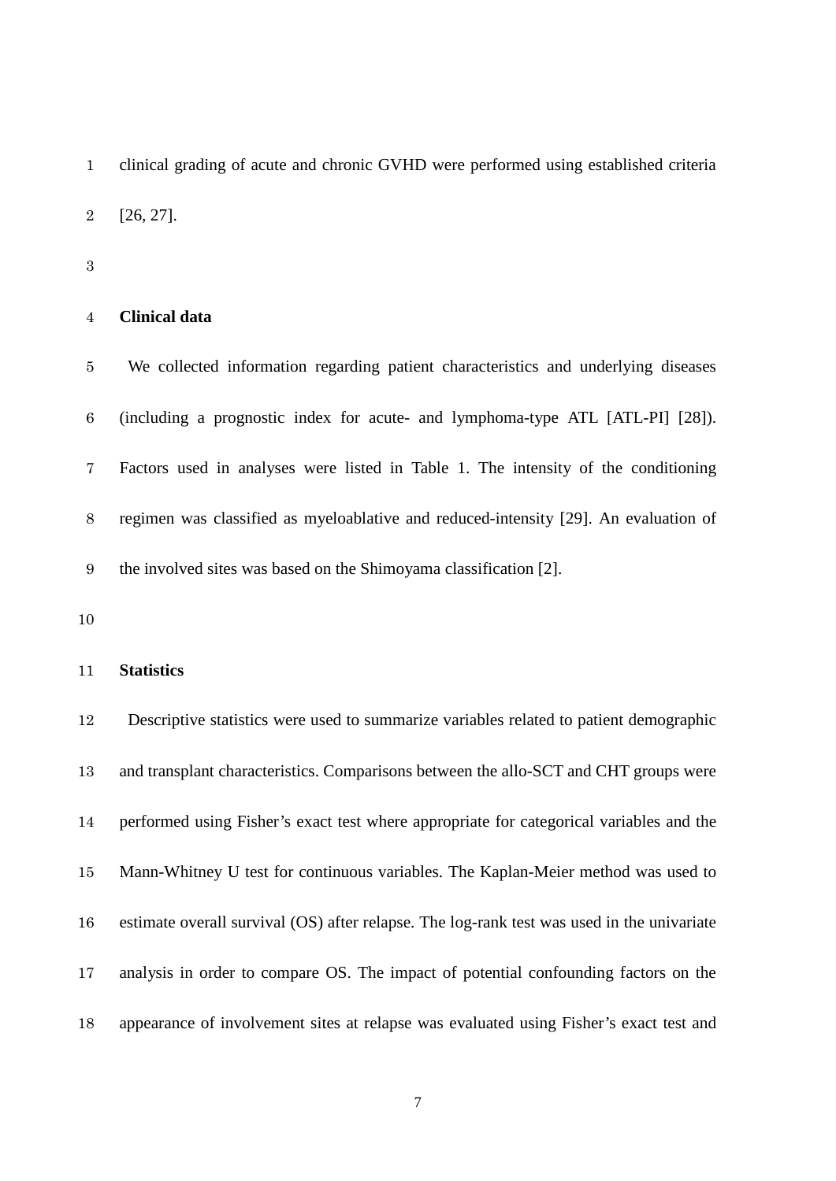clinical grading of acute and chronic GVHD were performed using established criteria [26, 27].

## Clinical data

We collected information regarding patient characteristics and underlying diseases (including a prognostic index for acute- and lymphoma-type ATL [ATL-PI] [28]). Factors used in analyses were listed in Table 1. The intensity of the conditioning regimen was classified as myeloablative and reduced-intensity [29]. An evaluation of the involved sites was based on the Shimoyama classification [2].

## Statistics

Descriptive statistics were used to summarize variables related to patient demographic and transplant characteristics. Comparisons between the allo-SCT and CHT groups were performed using Fisher's exact test where appropriate for categorical variables and the Mann-Whitney U test for continuous variables. The Kaplan-Meier method was used to estimate overall survival (OS) after relapse. The log-rank test was used in the univariate analysis in order to compare OS. The impact of potential confounding factors on the appearance of involvement sites at relapse was evaluated using Fisher's exact test and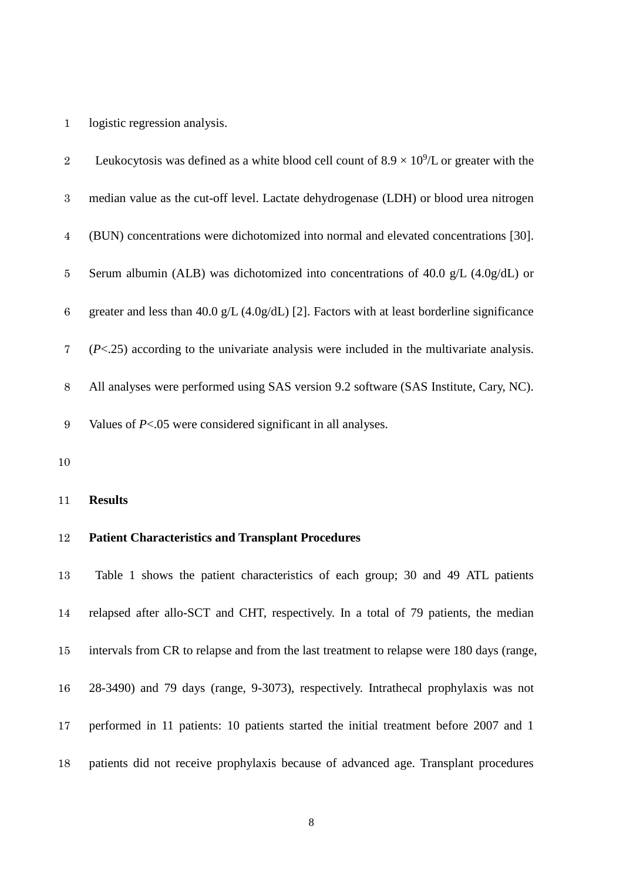logistic regression analysis.

Leukocytosis was defined as a white blood cell count of $8.9 \times 10^9$/L or greater with the median value as the cut-off level. Lactate dehydrogenase (LDH) or blood urea nitrogen (BUN) concentrations were dichotomized into normal and elevated concentrations [30]. Serum albumin (ALB) was dichotomized into concentrations of 40.0 g/L (4.0g/dL) or greater and less than 40.0 g/L (4.0g/dL) [2]. Factors with at least borderline significance ($P$<.25) according to the univariate analysis were included in the multivariate analysis. All analyses were performed using SAS version 9.2 software (SAS Institute, Cary, NC). Values of $P$<.05 were considered significant in all analyses.

## Results

### Patient Characteristics and Transplant Procedures

Table 1 shows the patient characteristics of each group; 30 and 49 ATL patients relapsed after allo-SCT and CHT, respectively. In a total of 79 patients, the median intervals from CR to relapse and from the last treatment to relapse were 180 days (range, 28-3490) and 79 days (range, 9-3073), respectively. Intrathecal prophylaxis was not performed in 11 patients: 10 patients started the initial treatment before 2007 and 1 patients did not receive prophylaxis because of advanced age. Transplant procedures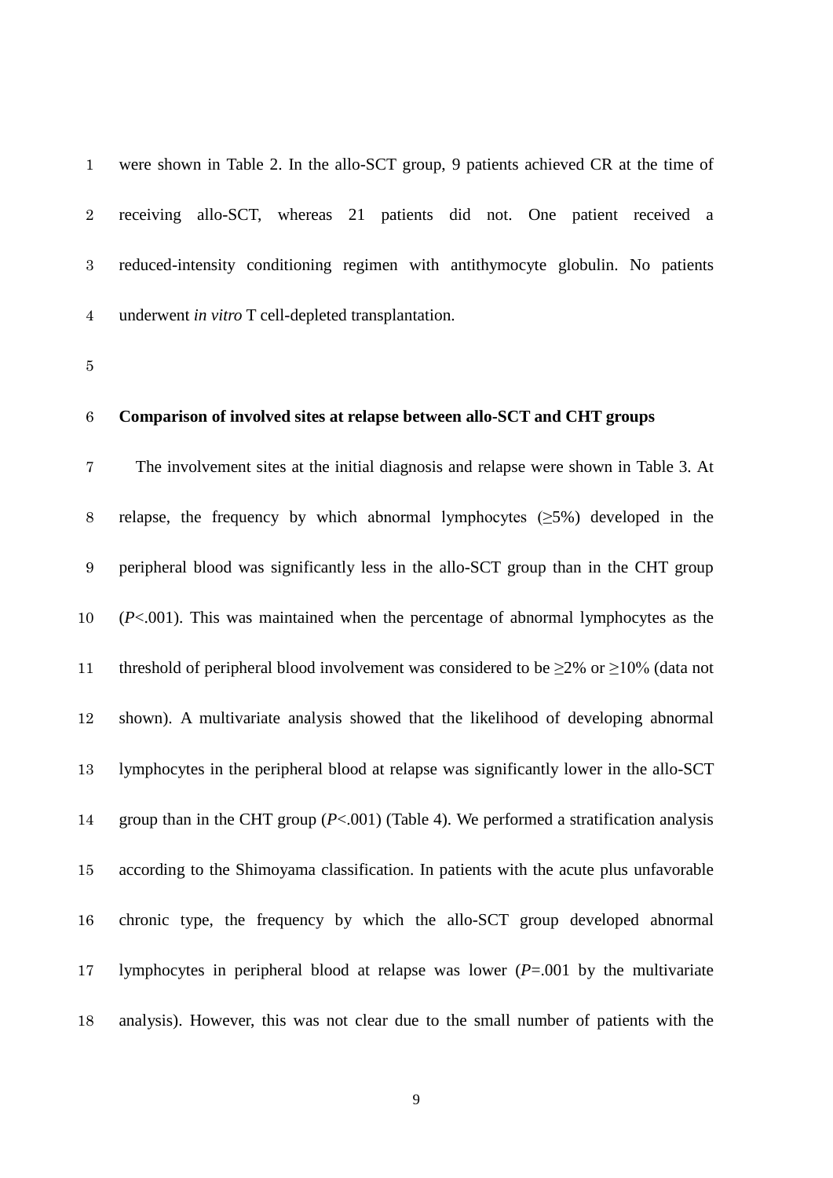were shown in Table 2. In the allo-SCT group, 9 patients achieved CR at the time of receiving allo-SCT, whereas 21 patients did not. One patient received a reduced-intensity conditioning regimen with antithymocyte globulin. No patients underwent *in vitro* T cell-depleted transplantation.

**Comparison of involved sites at relapse between allo-SCT and CHT groups**

The involvement sites at the initial diagnosis and relapse were shown in Table 3. At relapse, the frequency by which abnormal lymphocytes (≥5%) developed in the peripheral blood was significantly less in the allo-SCT group than in the CHT group ($P$<.001). This was maintained when the percentage of abnormal lymphocytes as the threshold of peripheral blood involvement was considered to be ≥2% or ≥10% (data not shown). A multivariate analysis showed that the likelihood of developing abnormal lymphocytes in the peripheral blood at relapse was significantly lower in the allo-SCT group than in the CHT group ($P$<.001) (Table 4). We performed a stratification analysis according to the Shimoyama classification. In patients with the acute plus unfavorable chronic type, the frequency by which the allo-SCT group developed abnormal lymphocytes in peripheral blood at relapse was lower ($P$=.001 by the multivariate analysis). However, this was not clear due to the small number of patients with the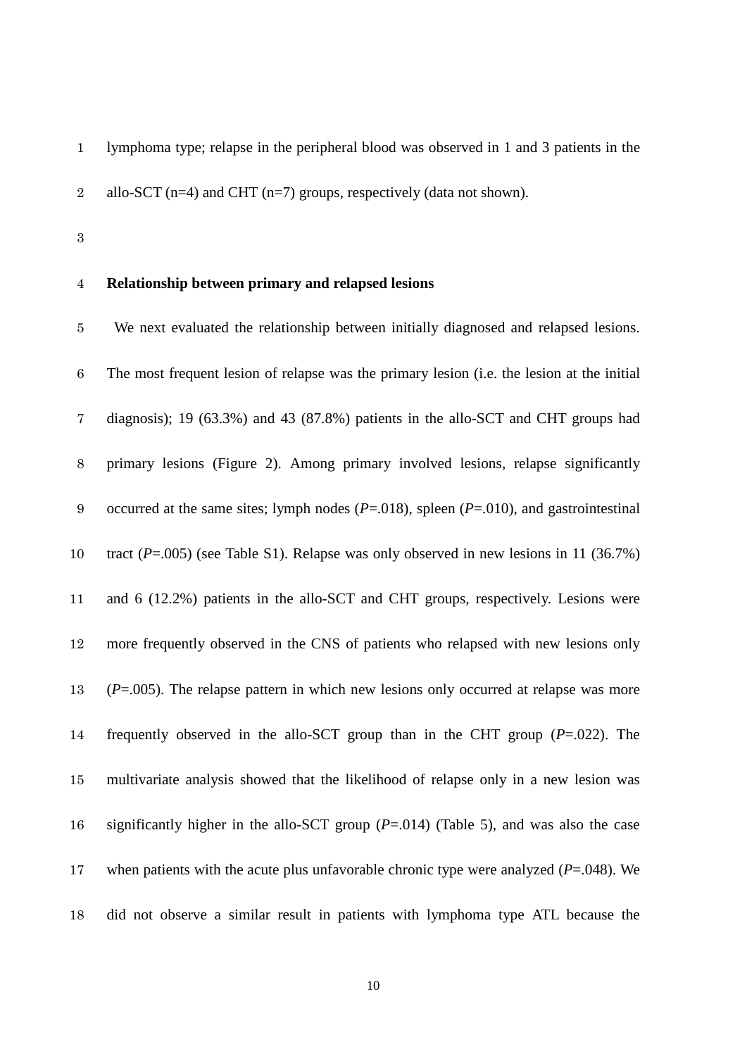lymphoma type; relapse in the peripheral blood was observed in 1 and 3 patients in the allo-SCT (n=4) and CHT (n=7) groups, respectively (data not shown).

**Relationship between primary and relapsed lesions**

We next evaluated the relationship between initially diagnosed and relapsed lesions. The most frequent lesion of relapse was the primary lesion (i.e. the lesion at the initial diagnosis); 19 (63.3%) and 43 (87.8%) patients in the allo-SCT and CHT groups had primary lesions (Figure 2). Among primary involved lesions, relapse significantly occurred at the same sites; lymph nodes (*P*=.018), spleen (*P*=.010), and gastrointestinal tract (*P*=.005) (see Table S1). Relapse was only observed in new lesions in 11 (36.7%) and 6 (12.2%) patients in the allo-SCT and CHT groups, respectively. Lesions were more frequently observed in the CNS of patients who relapsed with new lesions only (*P*=.005). The relapse pattern in which new lesions only occurred at relapse was more frequently observed in the allo-SCT group than in the CHT group (*P*=.022). The multivariate analysis showed that the likelihood of relapse only in a new lesion was significantly higher in the allo-SCT group (*P*=.014) (Table 5), and was also the case when patients with the acute plus unfavorable chronic type were analyzed (*P*=.048). We did not observe a similar result in patients with lymphoma type ATL because the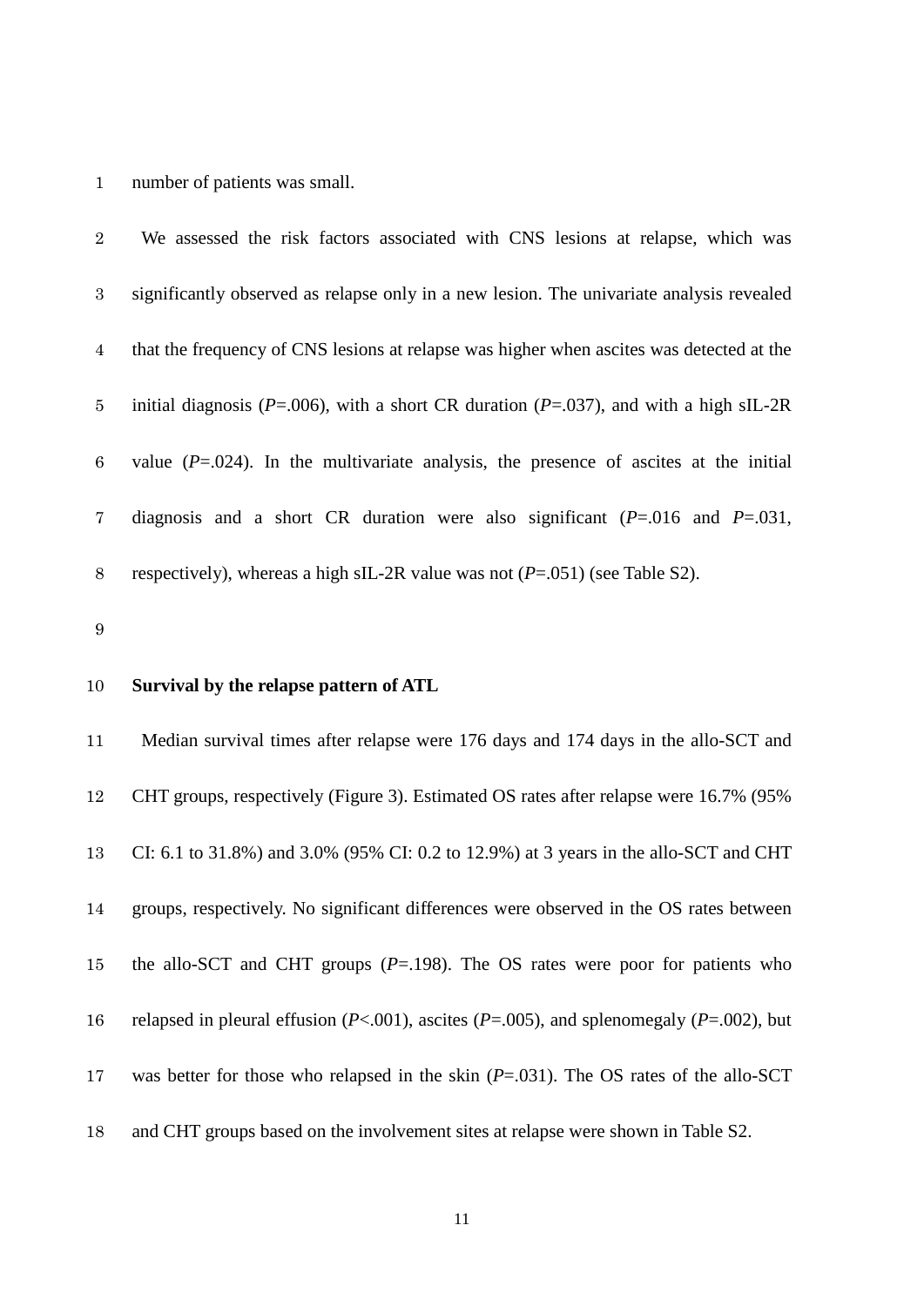number of patients was small.

We assessed the risk factors associated with CNS lesions at relapse, which was significantly observed as relapse only in a new lesion. The univariate analysis revealed that the frequency of CNS lesions at relapse was higher when ascites was detected at the initial diagnosis (*P*=.006), with a short CR duration (*P*=.037), and with a high sIL-2R value (*P*=.024). In the multivariate analysis, the presence of ascites at the initial diagnosis and a short CR duration were also significant (*P*=.016 and *P*=.031, respectively), whereas a high sIL-2R value was not (*P*=.051) (see Table S2).

**Survival by the relapse pattern of ATL**

Median survival times after relapse were 176 days and 174 days in the allo-SCT and CHT groups, respectively (Figure 3). Estimated OS rates after relapse were 16.7% (95% CI: 6.1 to 31.8%) and 3.0% (95% CI: 0.2 to 12.9%) at 3 years in the allo-SCT and CHT groups, respectively. No significant differences were observed in the OS rates between the allo-SCT and CHT groups (*P*=.198). The OS rates were poor for patients who relapsed in pleural effusion (*P*<.001), ascites (*P*=.005), and splenomegaly (*P*=.002), but was better for those who relapsed in the skin (*P*=.031). The OS rates of the allo-SCT and CHT groups based on the involvement sites at relapse were shown in Table S2.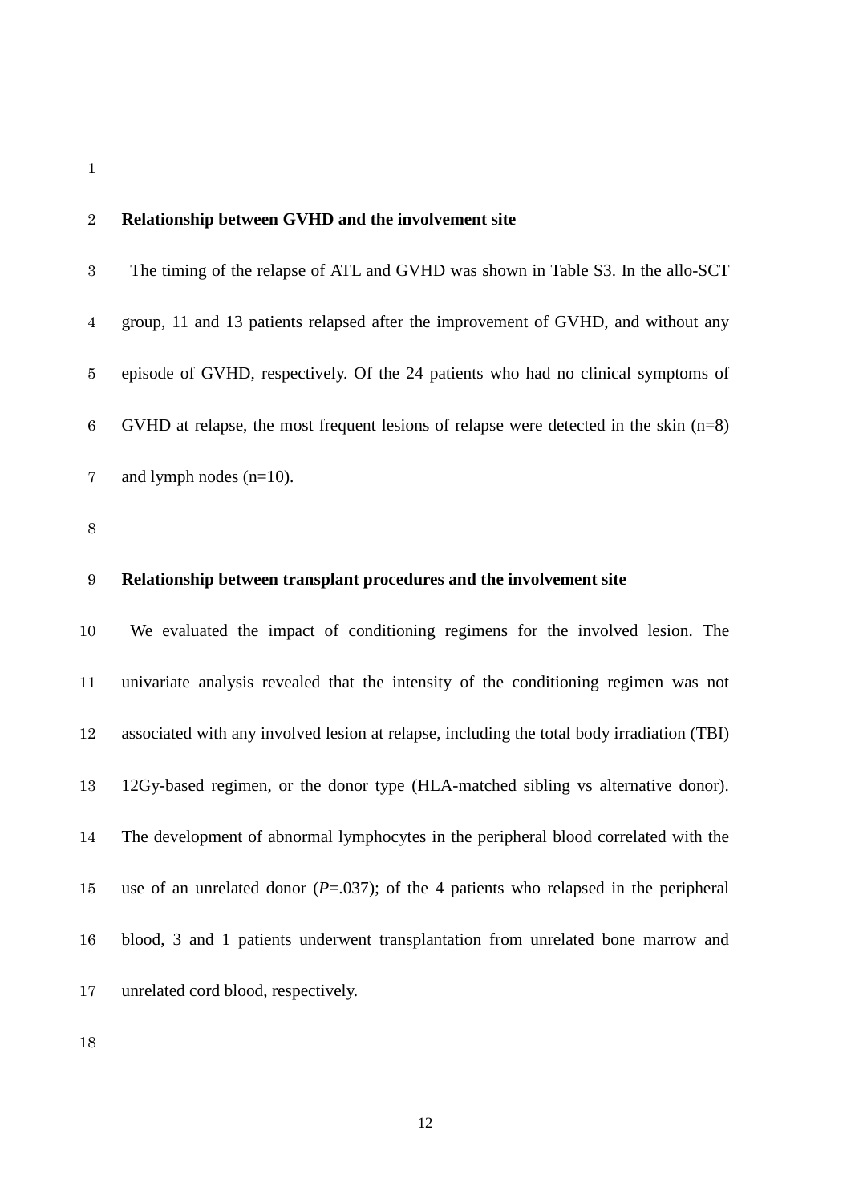**Relationship between GVHD and the involvement site**

The timing of the relapse of ATL and GVHD was shown in Table S3. In the allo-SCT group, 11 and 13 patients relapsed after the improvement of GVHD, and without any episode of GVHD, respectively. Of the 24 patients who had no clinical symptoms of GVHD at relapse, the most frequent lesions of relapse were detected in the skin (n=8) and lymph nodes (n=10).

**Relationship between transplant procedures and the involvement site**

We evaluated the impact of conditioning regimens for the involved lesion. The univariate analysis revealed that the intensity of the conditioning regimen was not associated with any involved lesion at relapse, including the total body irradiation (TBI) 12Gy-based regimen, or the donor type (HLA-matched sibling vs alternative donor). The development of abnormal lymphocytes in the peripheral blood correlated with the use of an unrelated donor (*P*=.037); of the 4 patients who relapsed in the peripheral blood, 3 and 1 patients underwent transplantation from unrelated bone marrow and unrelated cord blood, respectively.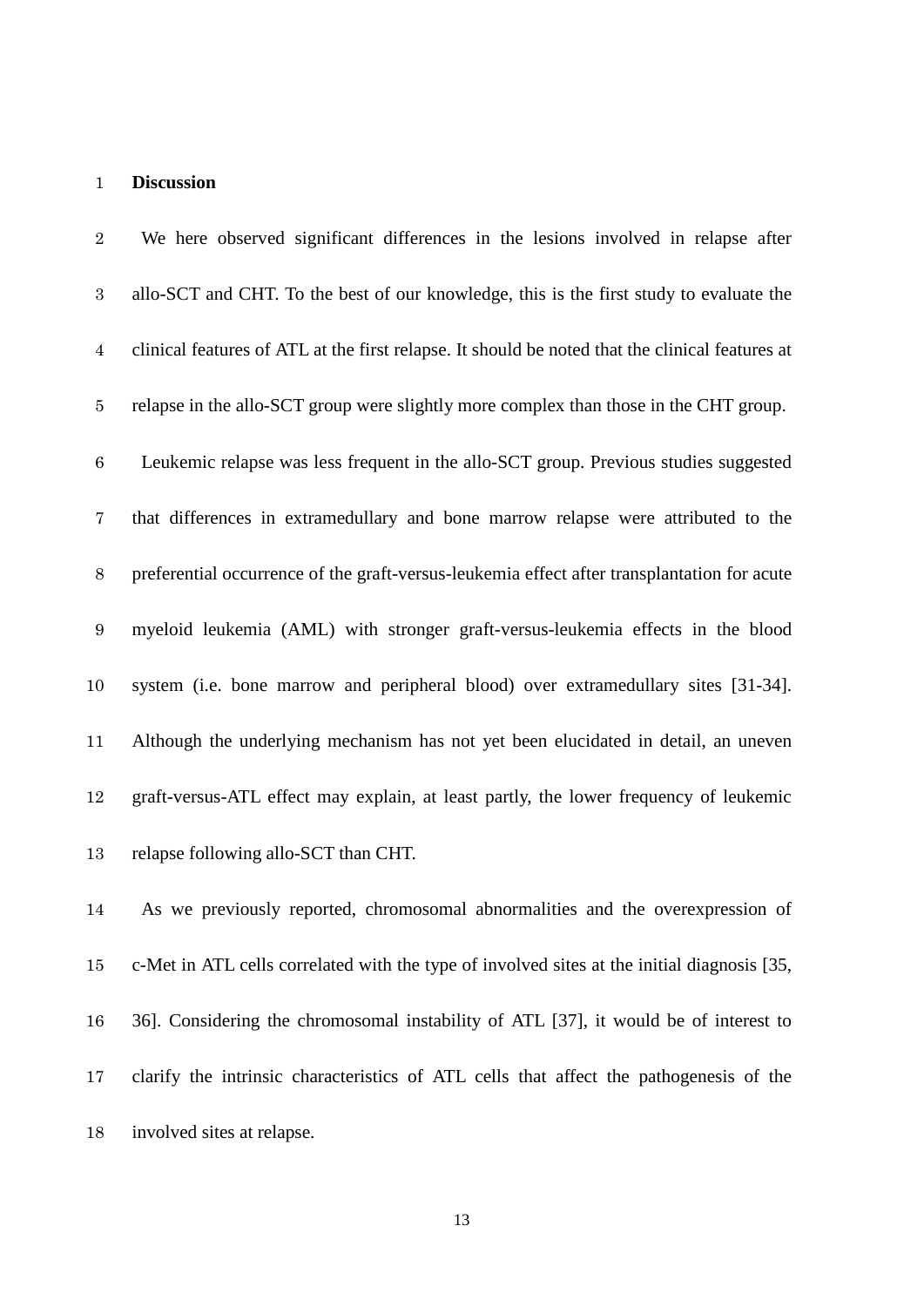## Discussion

We here observed significant differences in the lesions involved in relapse after allo-SCT and CHT. To the best of our knowledge, this is the first study to evaluate the clinical features of ATL at the first relapse. It should be noted that the clinical features at relapse in the allo-SCT group were slightly more complex than those in the CHT group.

Leukemic relapse was less frequent in the allo-SCT group. Previous studies suggested that differences in extramedullary and bone marrow relapse were attributed to the preferential occurrence of the graft-versus-leukemia effect after transplantation for acute myeloid leukemia (AML) with stronger graft-versus-leukemia effects in the blood system (i.e. bone marrow and peripheral blood) over extramedullary sites [31-34]. Although the underlying mechanism has not yet been elucidated in detail, an uneven graft-versus-ATL effect may explain, at least partly, the lower frequency of leukemic relapse following allo-SCT than CHT.

As we previously reported, chromosomal abnormalities and the overexpression of c-Met in ATL cells correlated with the type of involved sites at the initial diagnosis [35, 36]. Considering the chromosomal instability of ATL [37], it would be of interest to clarify the intrinsic characteristics of ATL cells that affect the pathogenesis of the involved sites at relapse.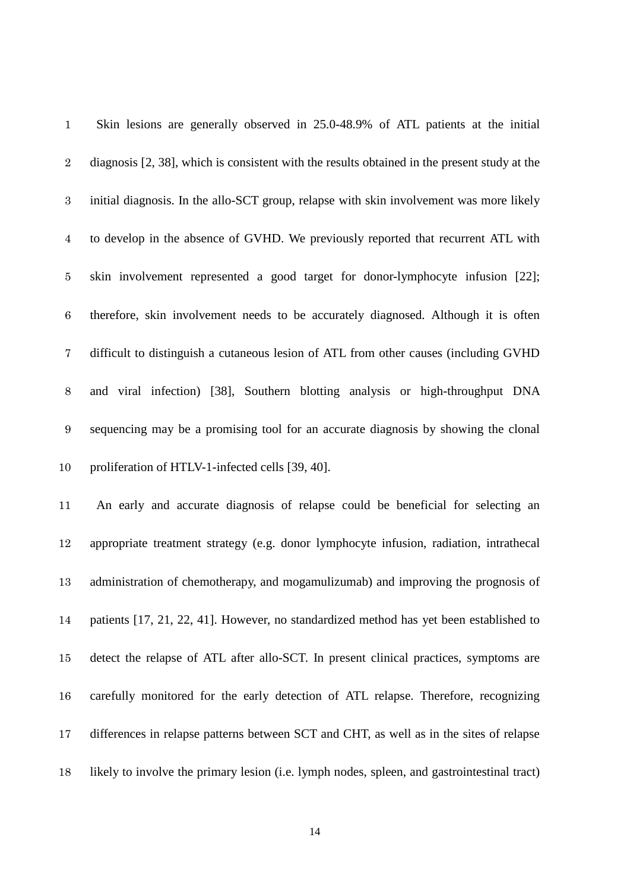Skin lesions are generally observed in 25.0-48.9% of ATL patients at the initial diagnosis [2, 38], which is consistent with the results obtained in the present study at the initial diagnosis. In the allo-SCT group, relapse with skin involvement was more likely to develop in the absence of GVHD. We previously reported that recurrent ATL with skin involvement represented a good target for donor-lymphocyte infusion [22]; therefore, skin involvement needs to be accurately diagnosed. Although it is often difficult to distinguish a cutaneous lesion of ATL from other causes (including GVHD and viral infection) [38], Southern blotting analysis or high-throughput DNA sequencing may be a promising tool for an accurate diagnosis by showing the clonal proliferation of HTLV-1-infected cells [39, 40].

An early and accurate diagnosis of relapse could be beneficial for selecting an appropriate treatment strategy (e.g. donor lymphocyte infusion, radiation, intrathecal administration of chemotherapy, and mogamulizumab) and improving the prognosis of patients [17, 21, 22, 41]. However, no standardized method has yet been established to detect the relapse of ATL after allo-SCT. In present clinical practices, symptoms are carefully monitored for the early detection of ATL relapse. Therefore, recognizing differences in relapse patterns between SCT and CHT, as well as in the sites of relapse likely to involve the primary lesion (i.e. lymph nodes, spleen, and gastrointestinal tract)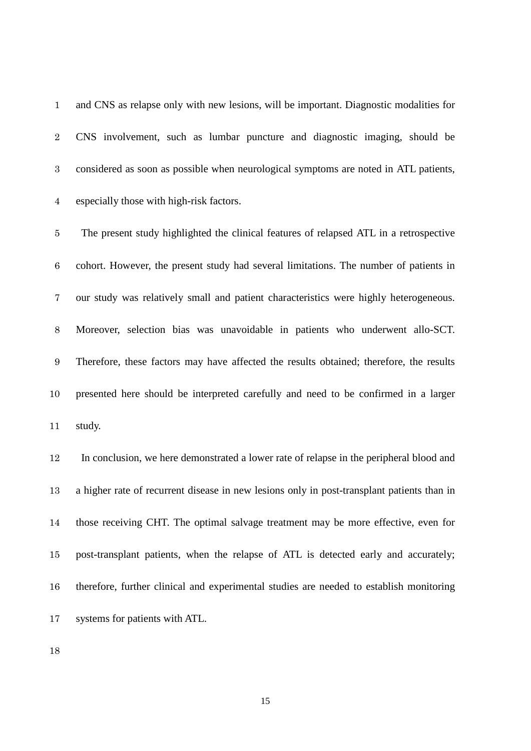and CNS as relapse only with new lesions, will be important. Diagnostic modalities for CNS involvement, such as lumbar puncture and diagnostic imaging, should be considered as soon as possible when neurological symptoms are noted in ATL patients, especially those with high-risk factors.

The present study highlighted the clinical features of relapsed ATL in a retrospective cohort. However, the present study had several limitations. The number of patients in our study was relatively small and patient characteristics were highly heterogeneous. Moreover, selection bias was unavoidable in patients who underwent allo-SCT. Therefore, these factors may have affected the results obtained; therefore, the results presented here should be interpreted carefully and need to be confirmed in a larger study.

In conclusion, we here demonstrated a lower rate of relapse in the peripheral blood and a higher rate of recurrent disease in new lesions only in post-transplant patients than in those receiving CHT. The optimal salvage treatment may be more effective, even for post-transplant patients, when the relapse of ATL is detected early and accurately; therefore, further clinical and experimental studies are needed to establish monitoring systems for patients with ATL.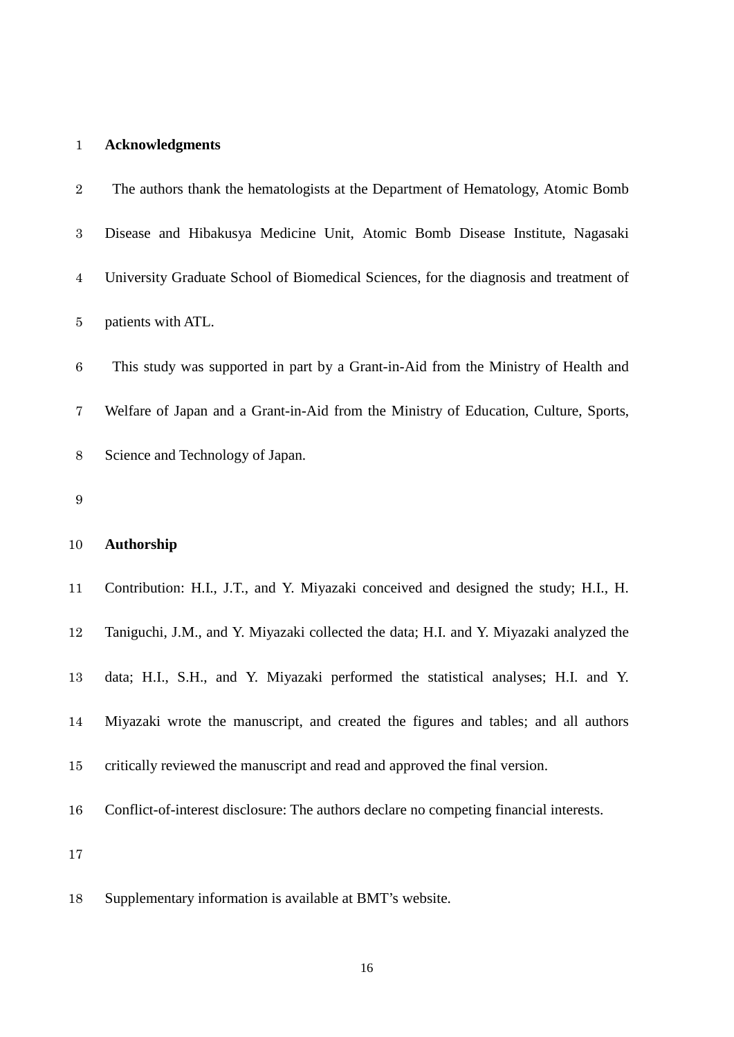## Acknowledgments

The authors thank the hematologists at the Department of Hematology, Atomic Bomb Disease and Hibakusya Medicine Unit, Atomic Bomb Disease Institute, Nagasaki University Graduate School of Biomedical Sciences, for the diagnosis and treatment of patients with ATL.

This study was supported in part by a Grant-in-Aid from the Ministry of Health and Welfare of Japan and a Grant-in-Aid from the Ministry of Education, Culture, Sports, Science and Technology of Japan.

## Authorship

Contribution: H.I., J.T., and Y. Miyazaki conceived and designed the study; H.I., H. Taniguchi, J.M., and Y. Miyazaki collected the data; H.I. and Y. Miyazaki analyzed the data; H.I., S.H., and Y. Miyazaki performed the statistical analyses; H.I. and Y. Miyazaki wrote the manuscript, and created the figures and tables; and all authors critically reviewed the manuscript and read and approved the final version.

Conflict-of-interest disclosure: The authors declare no competing financial interests.

Supplementary information is available at BMT's website.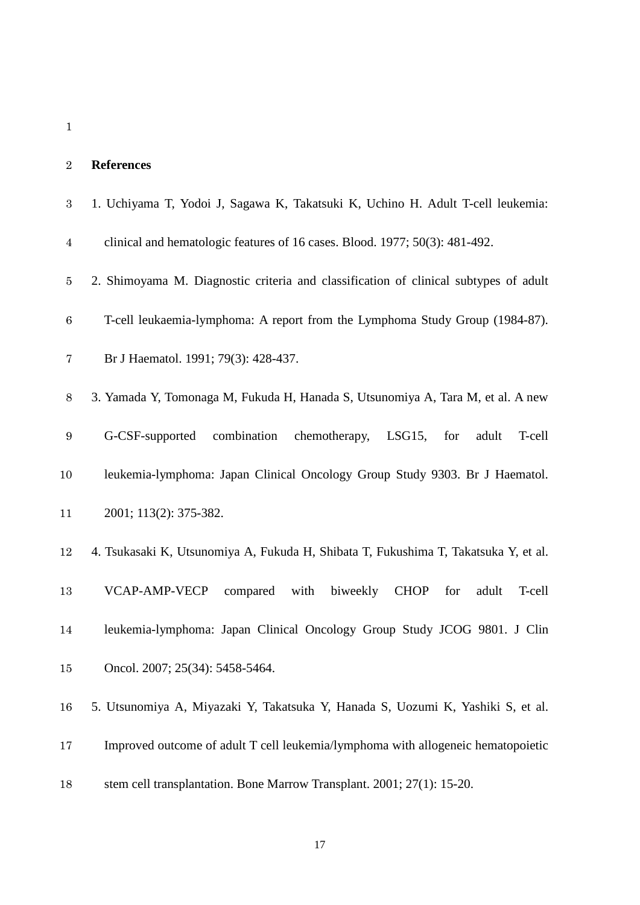## References

1. Uchiyama T, Yodoi J, Sagawa K, Takatsuki K, Uchino H. Adult T-cell leukemia: clinical and hematologic features of 16 cases. Blood. 1977; 50(3): 481-492.
2. Shimoyama M. Diagnostic criteria and classification of clinical subtypes of adult T-cell leukaemia-lymphoma: A report from the Lymphoma Study Group (1984-87). Br J Haematol. 1991; 79(3): 428-437.
3. Yamada Y, Tomonaga M, Fukuda H, Hanada S, Utsunomiya A, Tara M, et al. A new G-CSF-supported combination chemotherapy, LSG15, for adult T-cell leukemia-lymphoma: Japan Clinical Oncology Group Study 9303. Br J Haematol. 2001; 113(2): 375-382.
4. Tsukasaki K, Utsunomiya A, Fukuda H, Shibata T, Fukushima T, Takatsuka Y, et al. VCAP-AMP-VECP compared with biweekly CHOP for adult T-cell leukemia-lymphoma: Japan Clinical Oncology Group Study JCOG 9801. J Clin Oncol. 2007; 25(34): 5458-5464.
5. Utsunomiya A, Miyazaki Y, Takatsuka Y, Hanada S, Uozumi K, Yashiki S, et al. Improved outcome of adult T cell leukemia/lymphoma with allogeneic hematopoietic stem cell transplantation. Bone Marrow Transplant. 2001; 27(1): 15-20.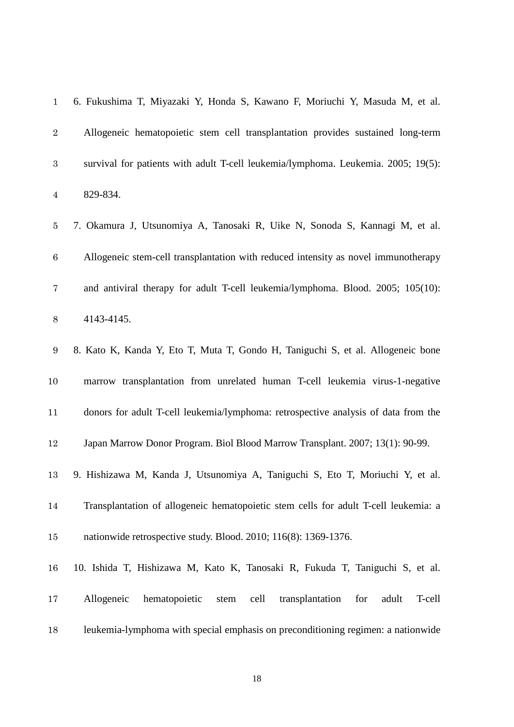6. Fukushima T, Miyazaki Y, Honda S, Kawano F, Moriuchi Y, Masuda M, et al. Allogeneic hematopoietic stem cell transplantation provides sustained long-term survival for patients with adult T-cell leukemia/lymphoma. Leukemia. 2005; 19(5): 829-834.

7. Okamura J, Utsunomiya A, Tanosaki R, Uike N, Sonoda S, Kannagi M, et al. Allogeneic stem-cell transplantation with reduced intensity as novel immunotherapy and antiviral therapy for adult T-cell leukemia/lymphoma. Blood. 2005; 105(10): 4143-4145.

8. Kato K, Kanda Y, Eto T, Muta T, Gondo H, Taniguchi S, et al. Allogeneic bone marrow transplantation from unrelated human T-cell leukemia virus-1-negative donors for adult T-cell leukemia/lymphoma: retrospective analysis of data from the Japan Marrow Donor Program. Biol Blood Marrow Transplant. 2007; 13(1): 90-99.

9. Hishizawa M, Kanda J, Utsunomiya A, Taniguchi S, Eto T, Moriuchi Y, et al. Transplantation of allogeneic hematopoietic stem cells for adult T-cell leukemia: a nationwide retrospective study. Blood. 2010; 116(8): 1369-1376.

10. Ishida T, Hishizawa M, Kato K, Tanosaki R, Fukuda T, Taniguchi S, et al. Allogeneic hematopoietic stem cell transplantation for adult T-cell leukemia-lymphoma with special emphasis on preconditioning regimen: a nationwide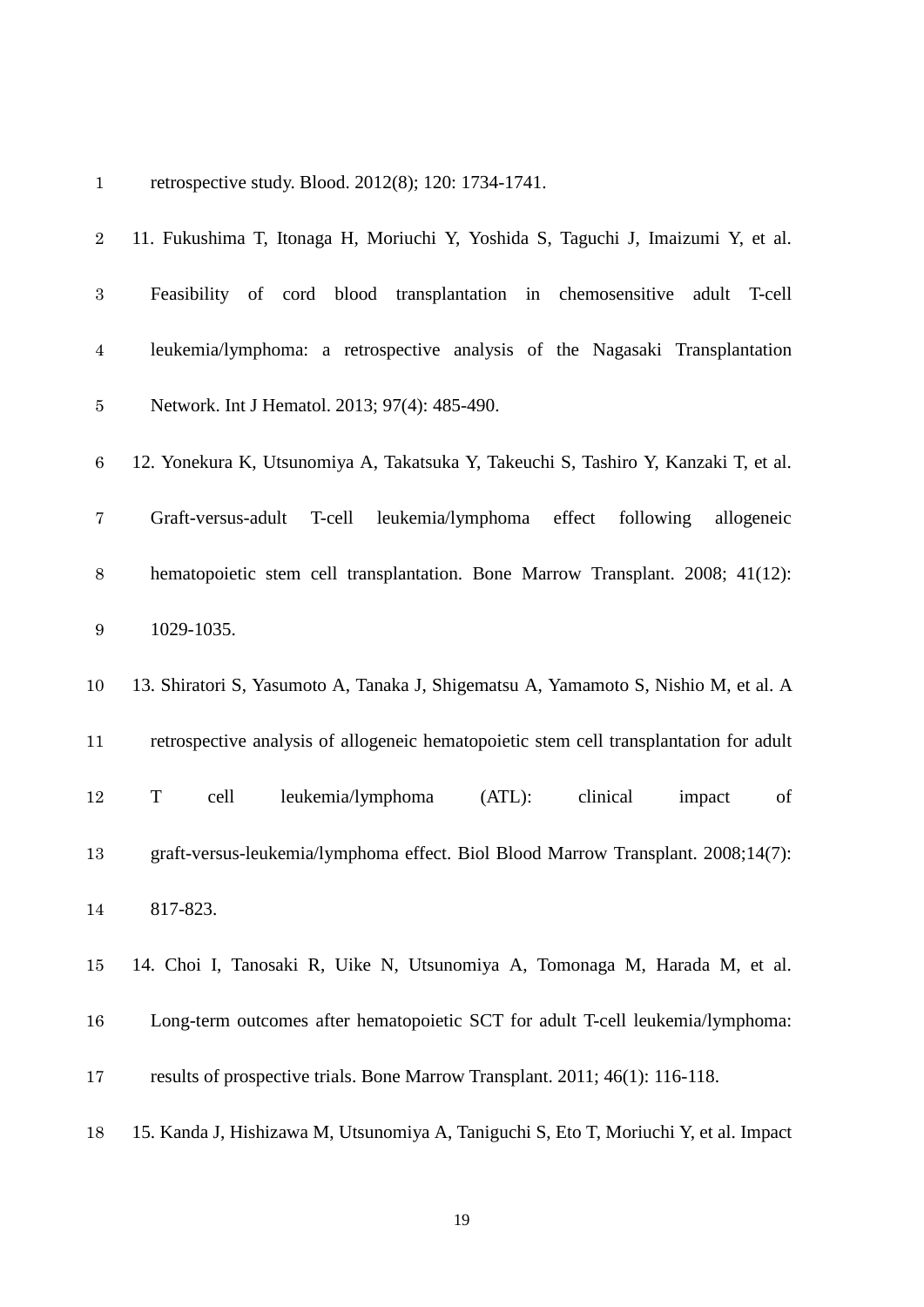retrospective study. Blood. 2012(8); 120: 1734-1741.

11. Fukushima T, Itonaga H, Moriuchi Y, Yoshida S, Taguchi J, Imaizumi Y, et al. Feasibility of cord blood transplantation in chemosensitive adult T-cell leukemia/lymphoma: a retrospective analysis of the Nagasaki Transplantation Network. Int J Hematol. 2013; 97(4): 485-490.

12. Yonekura K, Utsunomiya A, Takatsuka Y, Takeuchi S, Tashiro Y, Kanzaki T, et al. Graft-versus-adult T-cell leukemia/lymphoma effect following allogeneic hematopoietic stem cell transplantation. Bone Marrow Transplant. 2008; 41(12): 1029-1035.

13. Shiratori S, Yasumoto A, Tanaka J, Shigematsu A, Yamamoto S, Nishio M, et al. A retrospective analysis of allogeneic hematopoietic stem cell transplantation for adult T cell leukemia/lymphoma (ATL): clinical impact of graft-versus-leukemia/lymphoma effect. Biol Blood Marrow Transplant. 2008;14(7): 817-823.

14. Choi I, Tanosaki R, Uike N, Utsunomiya A, Tomonaga M, Harada M, et al. Long-term outcomes after hematopoietic SCT for adult T-cell leukemia/lymphoma: results of prospective trials. Bone Marrow Transplant. 2011; 46(1): 116-118.

15. Kanda J, Hishizawa M, Utsunomiya A, Taniguchi S, Eto T, Moriuchi Y, et al. Impact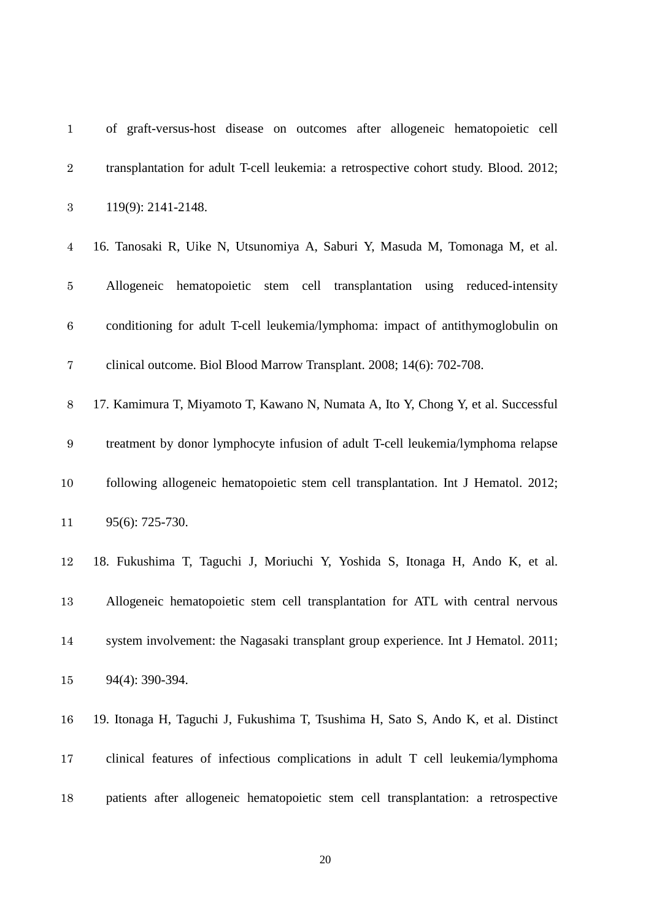of graft-versus-host disease on outcomes after allogeneic hematopoietic cell transplantation for adult T-cell leukemia: a retrospective cohort study. Blood. 2012; 119(9): 2141-2148.

16. Tanosaki R, Uike N, Utsunomiya A, Saburi Y, Masuda M, Tomonaga M, et al. Allogeneic hematopoietic stem cell transplantation using reduced-intensity conditioning for adult T-cell leukemia/lymphoma: impact of antithymoglobulin on clinical outcome. Biol Blood Marrow Transplant. 2008; 14(6): 702-708.

17. Kamimura T, Miyamoto T, Kawano N, Numata A, Ito Y, Chong Y, et al. Successful treatment by donor lymphocyte infusion of adult T-cell leukemia/lymphoma relapse following allogeneic hematopoietic stem cell transplantation. Int J Hematol. 2012; 95(6): 725-730.

18. Fukushima T, Taguchi J, Moriuchi Y, Yoshida S, Itonaga H, Ando K, et al. Allogeneic hematopoietic stem cell transplantation for ATL with central nervous system involvement: the Nagasaki transplant group experience. Int J Hematol. 2011; 94(4): 390-394.

19. Itonaga H, Taguchi J, Fukushima T, Tsushima H, Sato S, Ando K, et al. Distinct clinical features of infectious complications in adult T cell leukemia/lymphoma patients after allogeneic hematopoietic stem cell transplantation: a retrospective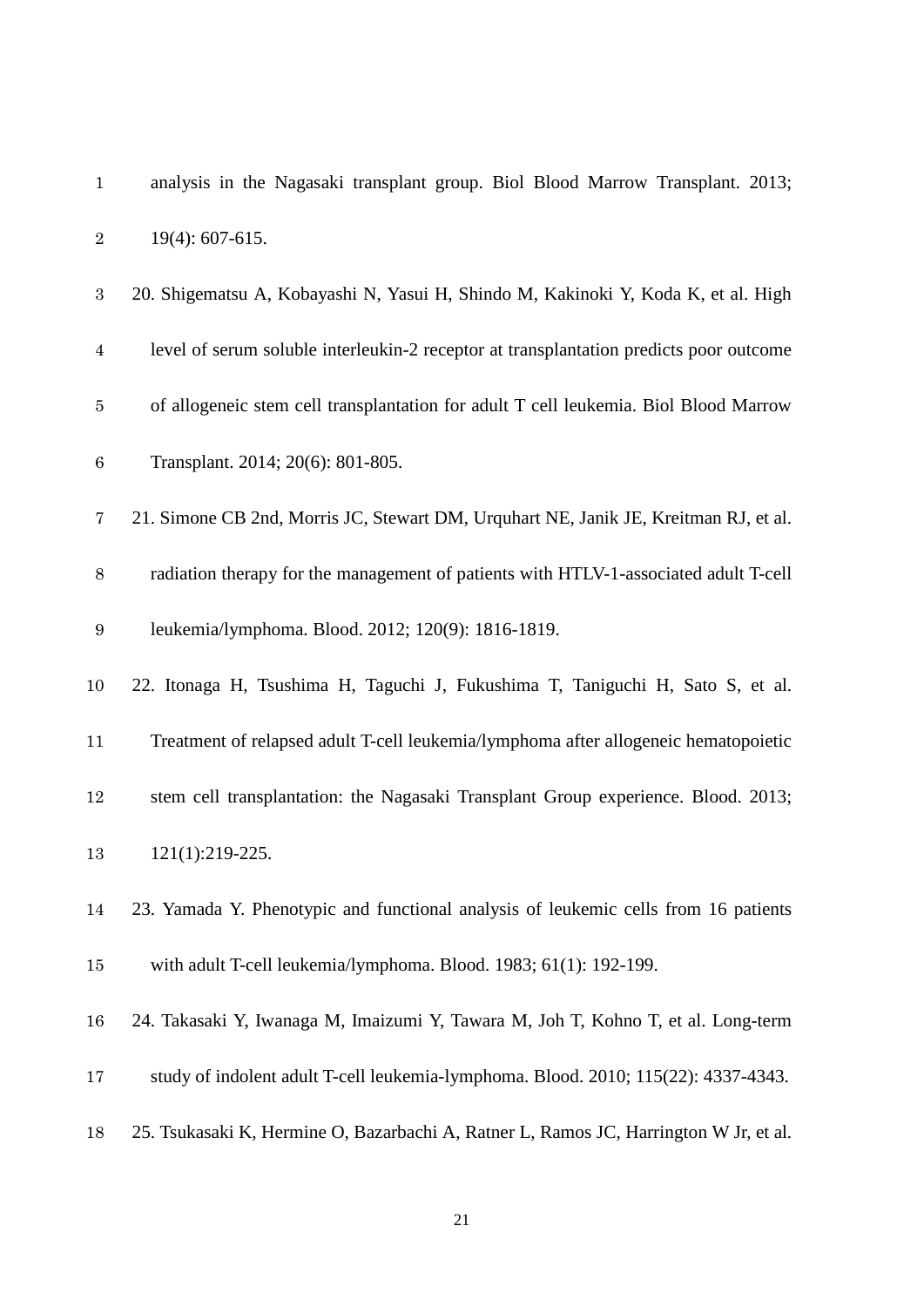analysis in the Nagasaki transplant group. Biol Blood Marrow Transplant. 2013; 19(4): 607-615.

20. Shigematsu A, Kobayashi N, Yasui H, Shindo M, Kakinoki Y, Koda K, et al. High level of serum soluble interleukin-2 receptor at transplantation predicts poor outcome of allogeneic stem cell transplantation for adult T cell leukemia. Biol Blood Marrow Transplant. 2014; 20(6): 801-805.

21. Simone CB 2nd, Morris JC, Stewart DM, Urquhart NE, Janik JE, Kreitman RJ, et al. radiation therapy for the management of patients with HTLV-1-associated adult T-cell leukemia/lymphoma. Blood. 2012; 120(9): 1816-1819.

22. Itonaga H, Tsushima H, Taguchi J, Fukushima T, Taniguchi H, Sato S, et al. Treatment of relapsed adult T-cell leukemia/lymphoma after allogeneic hematopoietic stem cell transplantation: the Nagasaki Transplant Group experience. Blood. 2013; 121(1):219-225.

23. Yamada Y. Phenotypic and functional analysis of leukemic cells from 16 patients with adult T-cell leukemia/lymphoma. Blood. 1983; 61(1): 192-199.

24. Takasaki Y, Iwanaga M, Imaizumi Y, Tawara M, Joh T, Kohno T, et al. Long-term study of indolent adult T-cell leukemia-lymphoma. Blood. 2010; 115(22): 4337-4343.

25. Tsukasaki K, Hermine O, Bazarbachi A, Ratner L, Ramos JC, Harrington W Jr, et al.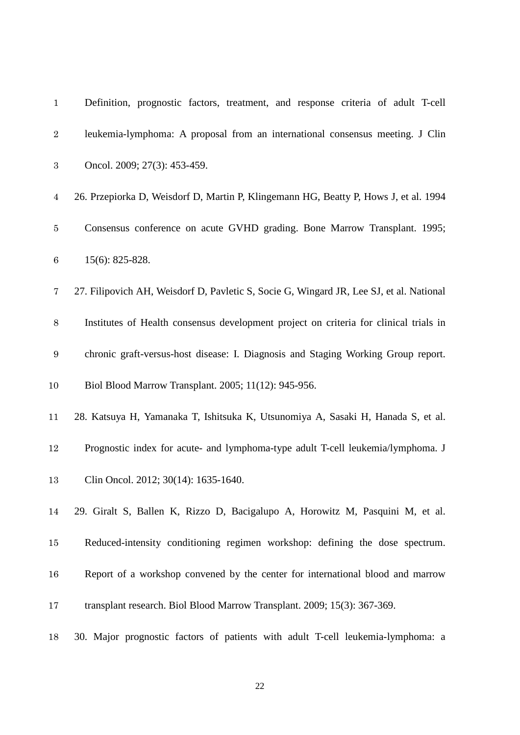Definition, prognostic factors, treatment, and response criteria of adult T-cell leukemia-lymphoma: A proposal from an international consensus meeting. J Clin Oncol. 2009; 27(3): 453-459.

26. Przepiorka D, Weisdorf D, Martin P, Klingemann HG, Beatty P, Hows J, et al. 1994 Consensus conference on acute GVHD grading. Bone Marrow Transplant. 1995; 15(6): 825-828.

27. Filipovich AH, Weisdorf D, Pavletic S, Socie G, Wingard JR, Lee SJ, et al. National Institutes of Health consensus development project on criteria for clinical trials in chronic graft-versus-host disease: I. Diagnosis and Staging Working Group report. Biol Blood Marrow Transplant. 2005; 11(12): 945-956.

28. Katsuya H, Yamanaka T, Ishitsuka K, Utsunomiya A, Sasaki H, Hanada S, et al. Prognostic index for acute- and lymphoma-type adult T-cell leukemia/lymphoma. J Clin Oncol. 2012; 30(14): 1635-1640.

29. Giralt S, Ballen K, Rizzo D, Bacigalupo A, Horowitz M, Pasquini M, et al. Reduced-intensity conditioning regimen workshop: defining the dose spectrum. Report of a workshop convened by the center for international blood and marrow transplant research. Biol Blood Marrow Transplant. 2009; 15(3): 367-369.

30. Major prognostic factors of patients with adult T-cell leukemia-lymphoma: a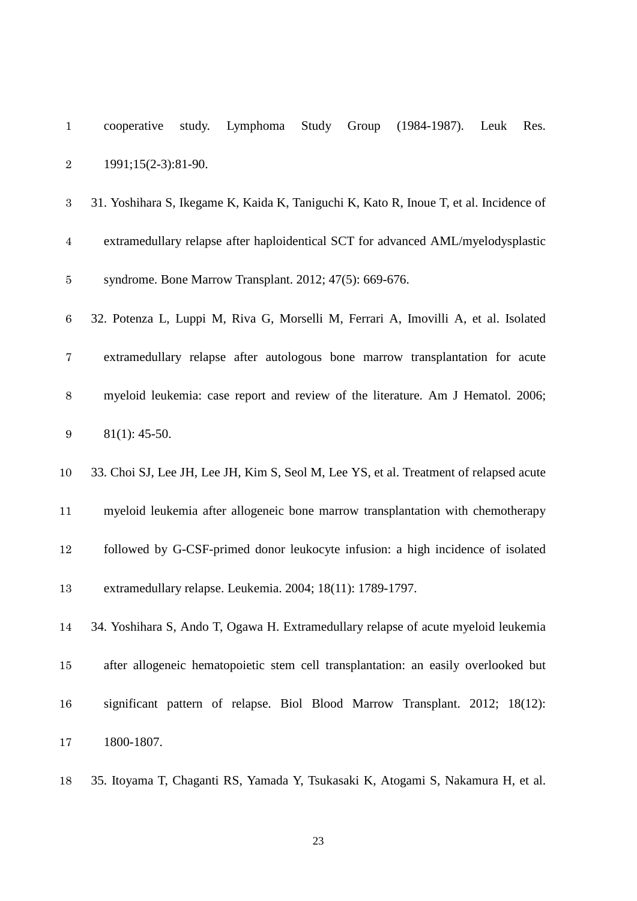cooperative study. Lymphoma Study Group (1984-1987). Leuk Res. 1991;15(2-3):81-90.

31. Yoshihara S, Ikegame K, Kaida K, Taniguchi K, Kato R, Inoue T, et al. Incidence of extramedullary relapse after haploidentical SCT for advanced AML/myelodysplastic syndrome. Bone Marrow Transplant. 2012; 47(5): 669-676.

32. Potenza L, Luppi M, Riva G, Morselli M, Ferrari A, Imovilli A, et al. Isolated extramedullary relapse after autologous bone marrow transplantation for acute myeloid leukemia: case report and review of the literature. Am J Hematol. 2006; 81(1): 45-50.

33. Choi SJ, Lee JH, Lee JH, Kim S, Seol M, Lee YS, et al. Treatment of relapsed acute myeloid leukemia after allogeneic bone marrow transplantation with chemotherapy followed by G-CSF-primed donor leukocyte infusion: a high incidence of isolated extramedullary relapse. Leukemia. 2004; 18(11): 1789-1797.

34. Yoshihara S, Ando T, Ogawa H. Extramedullary relapse of acute myeloid leukemia after allogeneic hematopoietic stem cell transplantation: an easily overlooked but significant pattern of relapse. Biol Blood Marrow Transplant. 2012; 18(12): 1800-1807.

35. Itoyama T, Chaganti RS, Yamada Y, Tsukasaki K, Atogami S, Nakamura H, et al.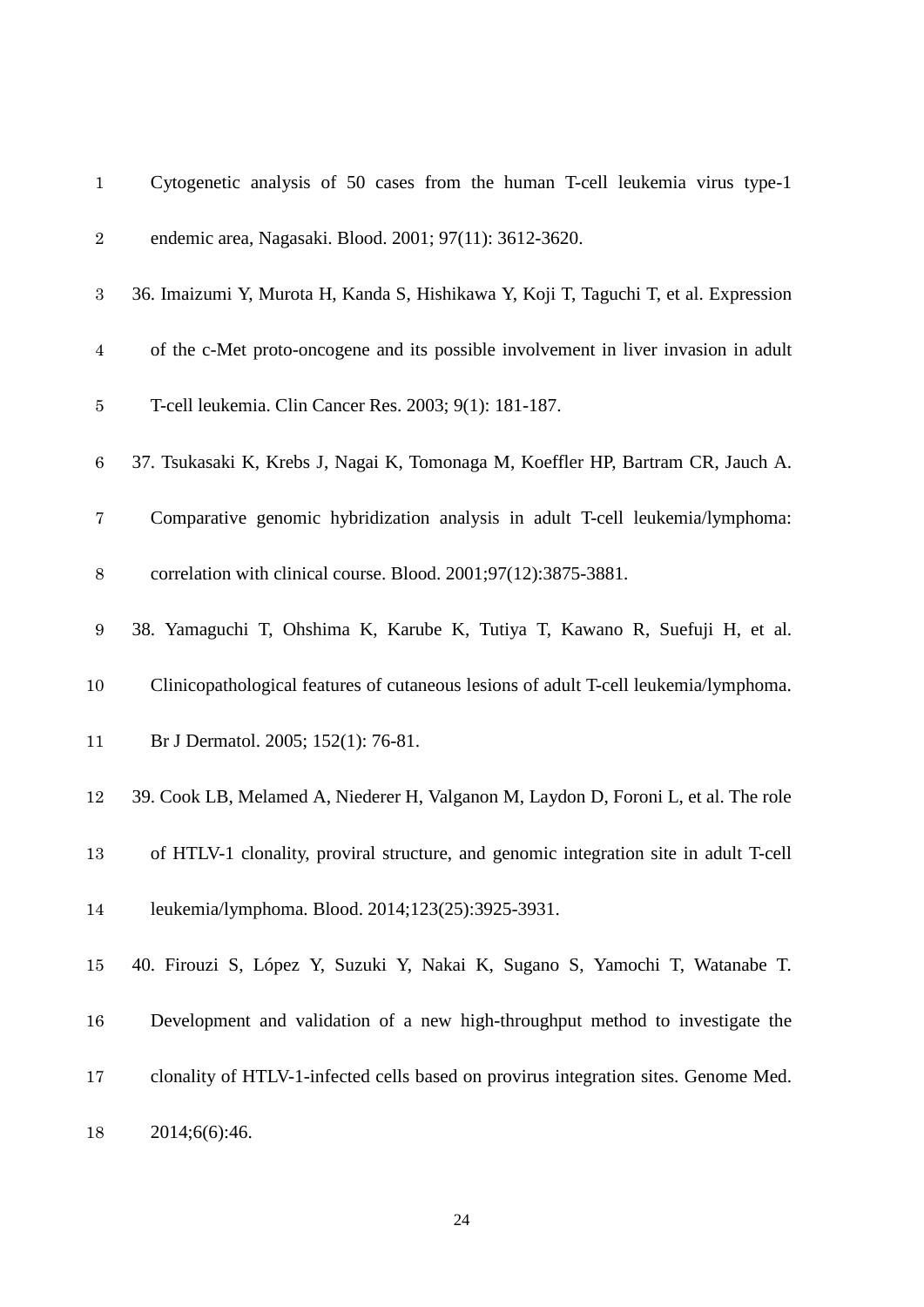Cytogenetic analysis of 50 cases from the human T-cell leukemia virus type-1 endemic area, Nagasaki. Blood. 2001; 97(11): 3612-3620.

36. Imaizumi Y, Murota H, Kanda S, Hishikawa Y, Koji T, Taguchi T, et al. Expression of the c-Met proto-oncogene and its possible involvement in liver invasion in adult T-cell leukemia. Clin Cancer Res. 2003; 9(1): 181-187.

37. Tsukasaki K, Krebs J, Nagai K, Tomonaga M, Koeffler HP, Bartram CR, Jauch A. Comparative genomic hybridization analysis in adult T-cell leukemia/lymphoma: correlation with clinical course. Blood. 2001;97(12):3875-3881.

38. Yamaguchi T, Ohshima K, Karube K, Tutiya T, Kawano R, Suefuji H, et al. Clinicopathological features of cutaneous lesions of adult T-cell leukemia/lymphoma. Br J Dermatol. 2005; 152(1): 76-81.

39. Cook LB, Melamed A, Niederer H, Valganon M, Laydon D, Foroni L, et al. The role of HTLV-1 clonality, proviral structure, and genomic integration site in adult T-cell leukemia/lymphoma. Blood. 2014;123(25):3925-3931.

40. Firouzi S, López Y, Suzuki Y, Nakai K, Sugano S, Yamochi T, Watanabe T. Development and validation of a new high-throughput method to investigate the clonality of HTLV-1-infected cells based on provirus integration sites. Genome Med. 2014;6(6):46.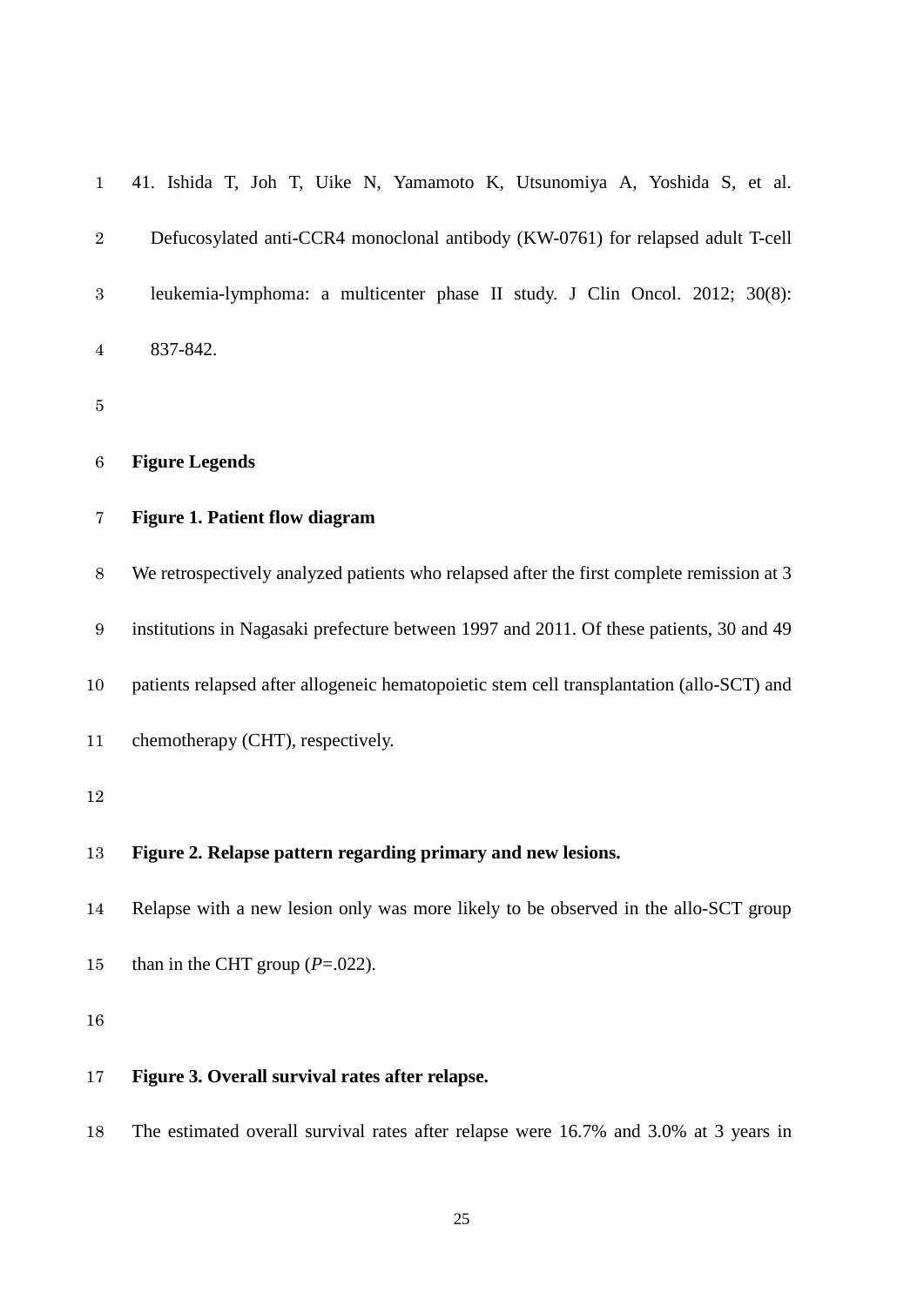41. Ishida T, Joh T, Uike N, Yamamoto K, Utsunomiya A, Yoshida S, et al. Defucosylated anti-CCR4 monoclonal antibody (KW-0761) for relapsed adult T-cell leukemia-lymphoma: a multicenter phase II study. J Clin Oncol. 2012; 30(8): 837-842.

## Figure Legends

**Figure 1. Patient flow diagram**

We retrospectively analyzed patients who relapsed after the first complete remission at 3 institutions in Nagasaki prefecture between 1997 and 2011. Of these patients, 30 and 49 patients relapsed after allogeneic hematopoietic stem cell transplantation (allo-SCT) and chemotherapy (CHT), respectively.

**Figure 2. Relapse pattern regarding primary and new lesions.**

Relapse with a new lesion only was more likely to be observed in the allo-SCT group than in the CHT group (*P*=.022).

**Figure 3. Overall survival rates after relapse.**

The estimated overall survival rates after relapse were 16.7% and 3.0% at 3 years in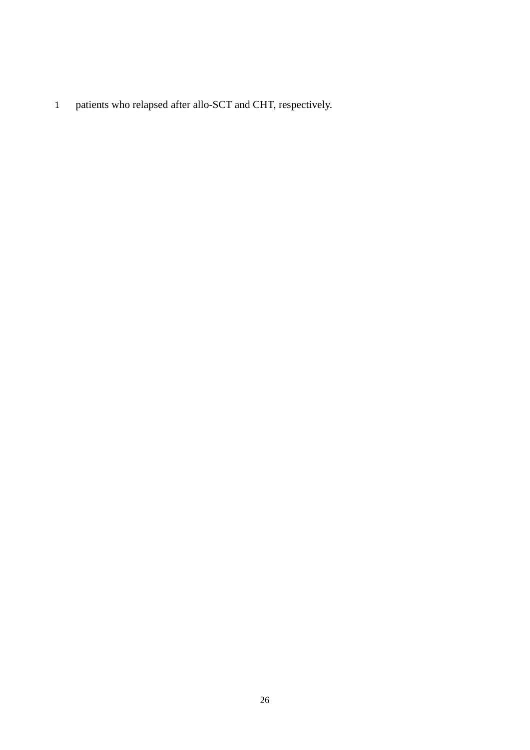patients who relapsed after allo-SCT and CHT, respectively.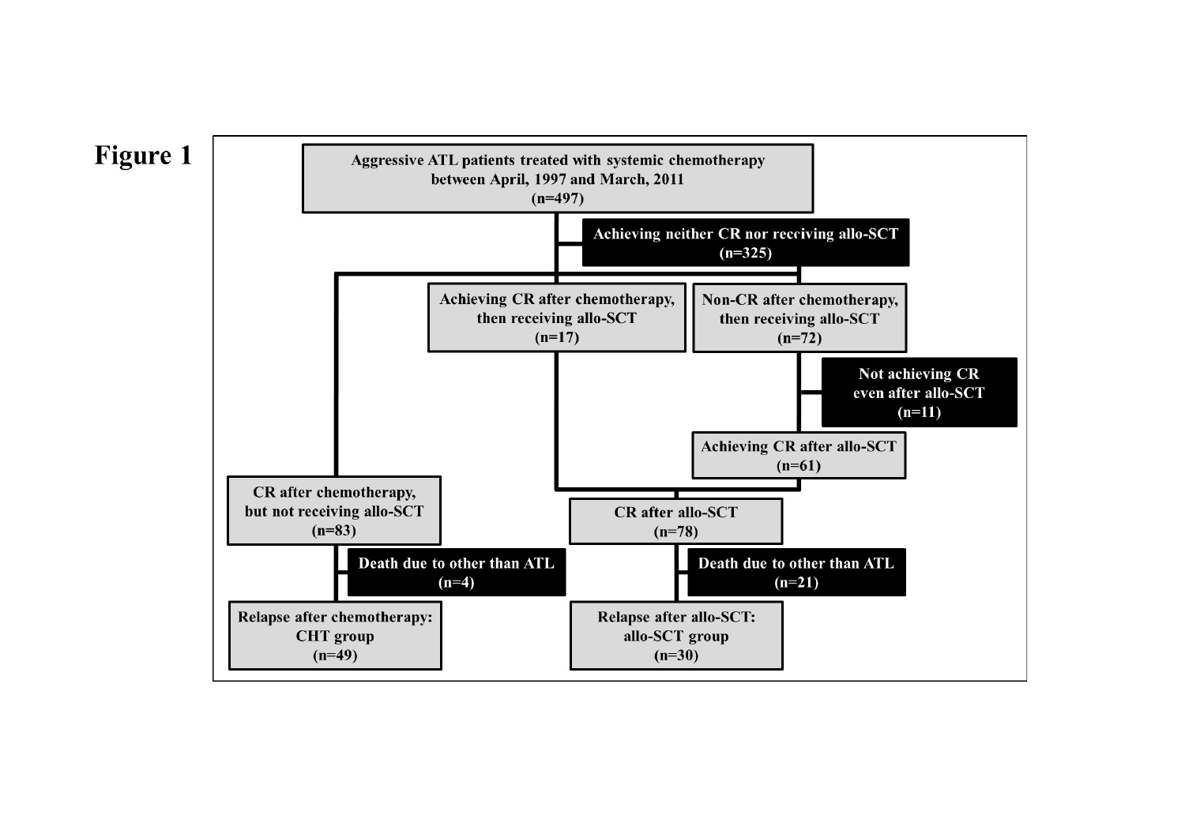# Figure 1

Aggressive ATL patients treated with systemic chemotherapy between April, 1997 and March, 2011 (n=497)

Achieving neither CR nor receiving allo-SCT (n=325)

Achieving CR after chemotherapy, then receiving allo-SCT (n=17)

Non-CR after chemotherapy, then receiving allo-SCT (n=72)

Not achieving CR even after allo-SCT (n=11)

Achieving CR after allo-SCT (n=61)

CR after chemotherapy, but not receiving allo-SCT (n=83)

CR after allo-SCT (n=78)

Death due to other than ATL (n=4)

Death due to other than ATL (n=21)

Relapse after chemotherapy: CHT group (n=49)

Relapse after allo-SCT: allo-SCT group (n=30)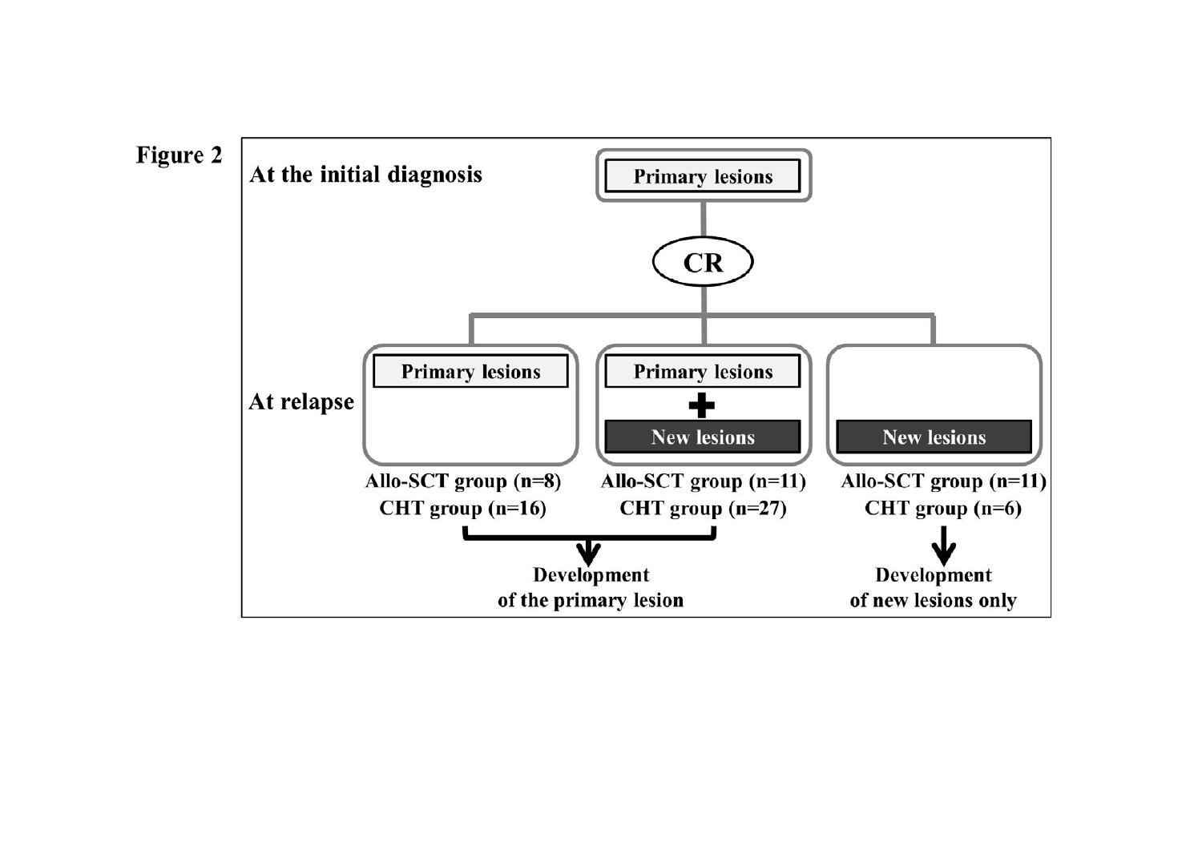Figure 2

At the initial diagnosis

Primary lesions

CR

At relapse

Primary lesions

Allo-SCT group (n=8)
CHT group (n=16)

Primary lesions + New lesions

Allo-SCT group (n=11)
CHT group (n=27)

Development of the primary lesion

New lesions

Allo-SCT group (n=11)
CHT group (n=6)

Development of new lesions only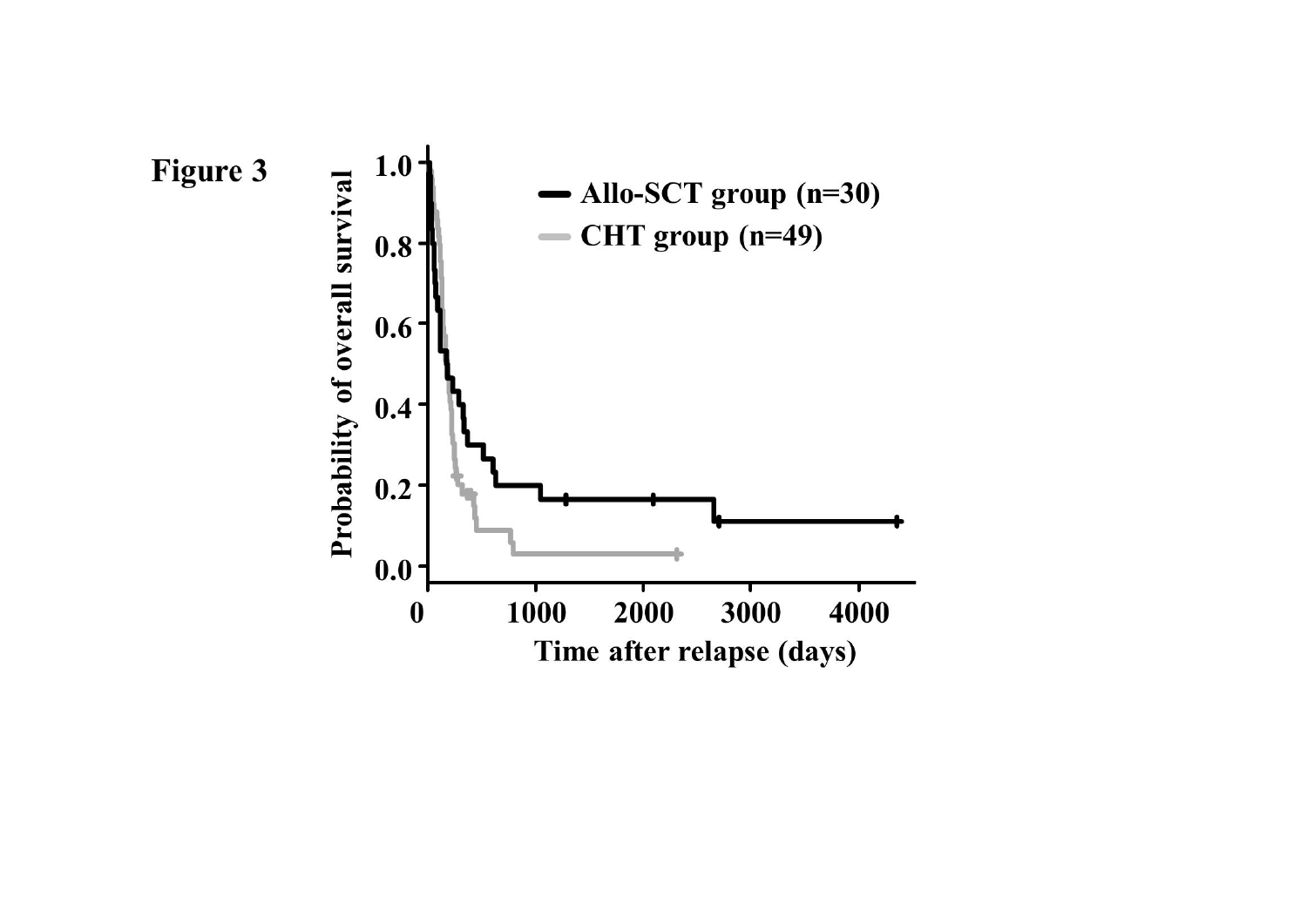Figure 3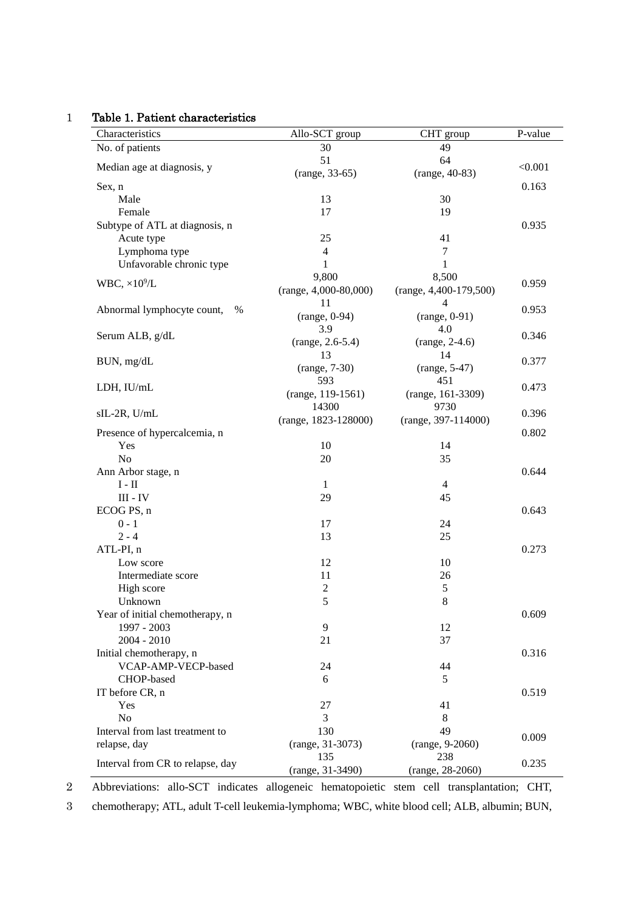Table 1. Patient characteristics

| Characteristics | Allo-SCT group | CHT group | P-value |
|---|---|---|---|
| No. of patients | 30 | 49 | |
| Median age at diagnosis, y | 51 (range, 33-65) | 64 (range, 40-83) | <0.001 |
| Sex, n | | | 0.163 |
| Male | 13 | 30 | |
| Female | 17 | 19 | |
| Subtype of ATL at diagnosis, n | | | 0.935 |
| Acute type | 25 | 41 | |
| Lymphoma type | 4 | 7 | |
| Unfavorable chronic type | 1 | 1 | |
| WBC, $\times 10^9$/L | 9,800 (range, 4,000-80,000) | 8,500 (range, 4,400-179,500) | 0.959 |
| Abnormal lymphocyte count, % | 11 (range, 0-94) | 4 (range, 0-91) | 0.953 |
| Serum ALB, g/dL | 3.9 (range, 2.6-5.4) | 4.0 (range, 2-4.6) | 0.346 |
| BUN, mg/dL | 13 (range, 7-30) | 14 (range, 5-47) | 0.377 |
| LDH, IU/mL | 593 (range, 119-1561) | 451 (range, 161-3309) | 0.473 |
| sIL-2R, U/mL | 14300 (range, 1823-128000) | 9730 (range, 397-114000) | 0.396 |
| Presence of hypercalcemia, n | | | 0.802 |
| Yes | 10 | 14 | |
| No | 20 | 35 | |
| Ann Arbor stage, n | | | 0.644 |
| I - II | 1 | 4 | |
| III - IV | 29 | 45 | |
| ECOG PS, n | | | 0.643 |
| 0 - 1 | 17 | 24 | |
| 2 - 4 | 13 | 25 | |
| ATL-PI, n | | | 0.273 |
| Low score | 12 | 10 | |
| Intermediate score | 11 | 26 | |
| High score | 2 | 5 | |
| Unknown | 5 | 8 | |
| Year of initial chemotherapy, n | | | 0.609 |
| 1997 - 2003 | 9 | 12 | |
| 2004 - 2010 | 21 | 37 | |
| Initial chemotherapy, n | | | 0.316 |
| VCAP-AMP-VECP-based | 24 | 44 | |
| CHOP-based | 6 | 5 | |
| IT before CR, n | | | 0.519 |
| Yes | 27 | 41 | |
| No | 3 | 8 | |
| Interval from last treatment to relapse, day | 130 (range, 31-3073) | 49 (range, 9-2060) | 0.009 |
| Interval from CR to relapse, day | 135 (range, 31-3490) | 238 (range, 28-2060) | 0.235 |

Abbreviations: allo-SCT indicates allogeneic hematopoietic stem cell transplantation; CHT, chemotherapy; ATL, adult T-cell leukemia-lymphoma; WBC, white blood cell; ALB, albumin; BUN,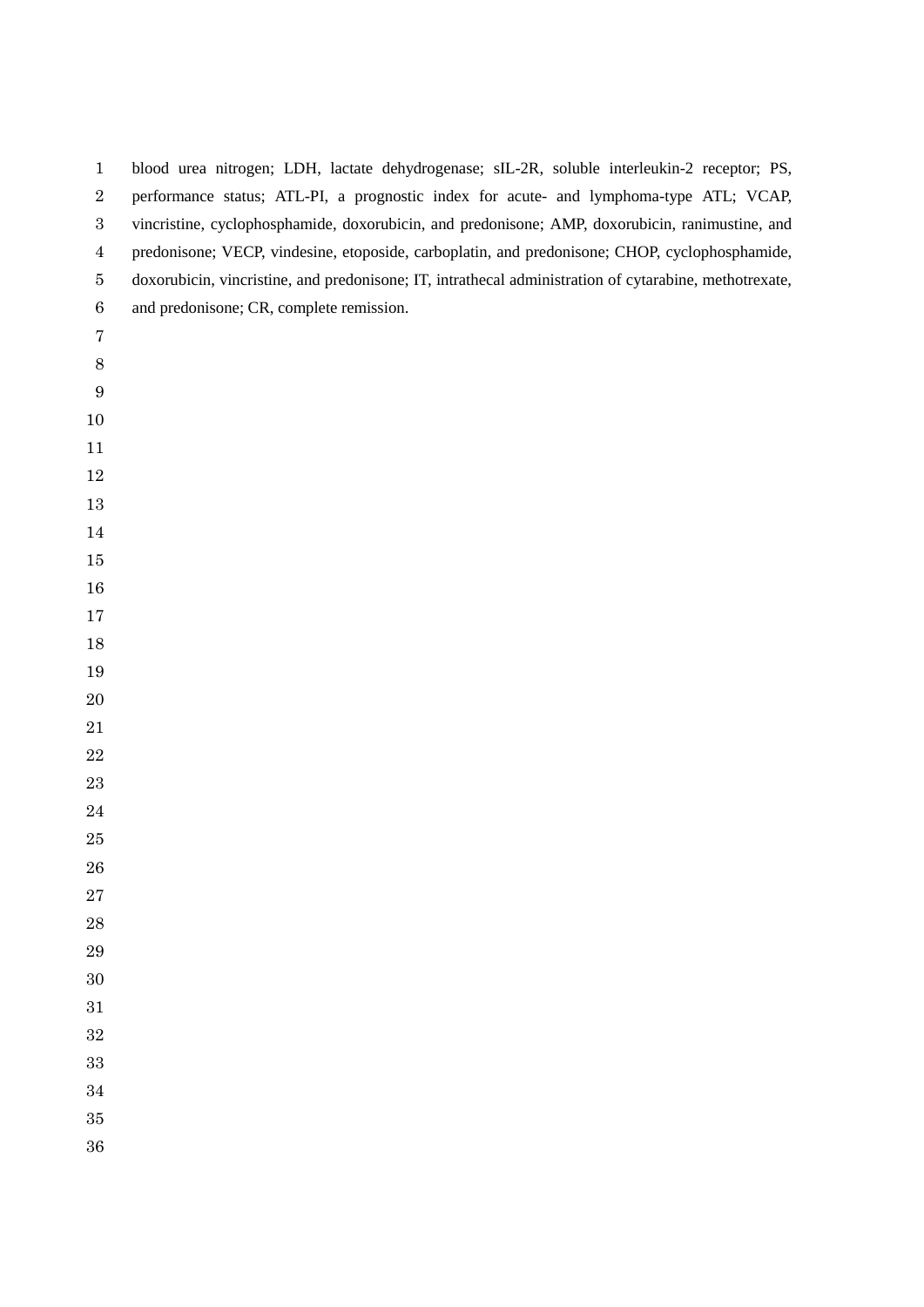blood urea nitrogen; LDH, lactate dehydrogenase; sIL-2R, soluble interleukin-2 receptor; PS, performance status; ATL-PI, a prognostic index for acute- and lymphoma-type ATL; VCAP, vincristine, cyclophosphamide, doxorubicin, and predonisone; AMP, doxorubicin, ranimustine, and predonisone; VECP, vindesine, etoposide, carboplatin, and predonisone; CHOP, cyclophosphamide, doxorubicin, vincristine, and predonisone; IT, intrathecal administration of cytarabine, methotrexate, and predonisone; CR, complete remission.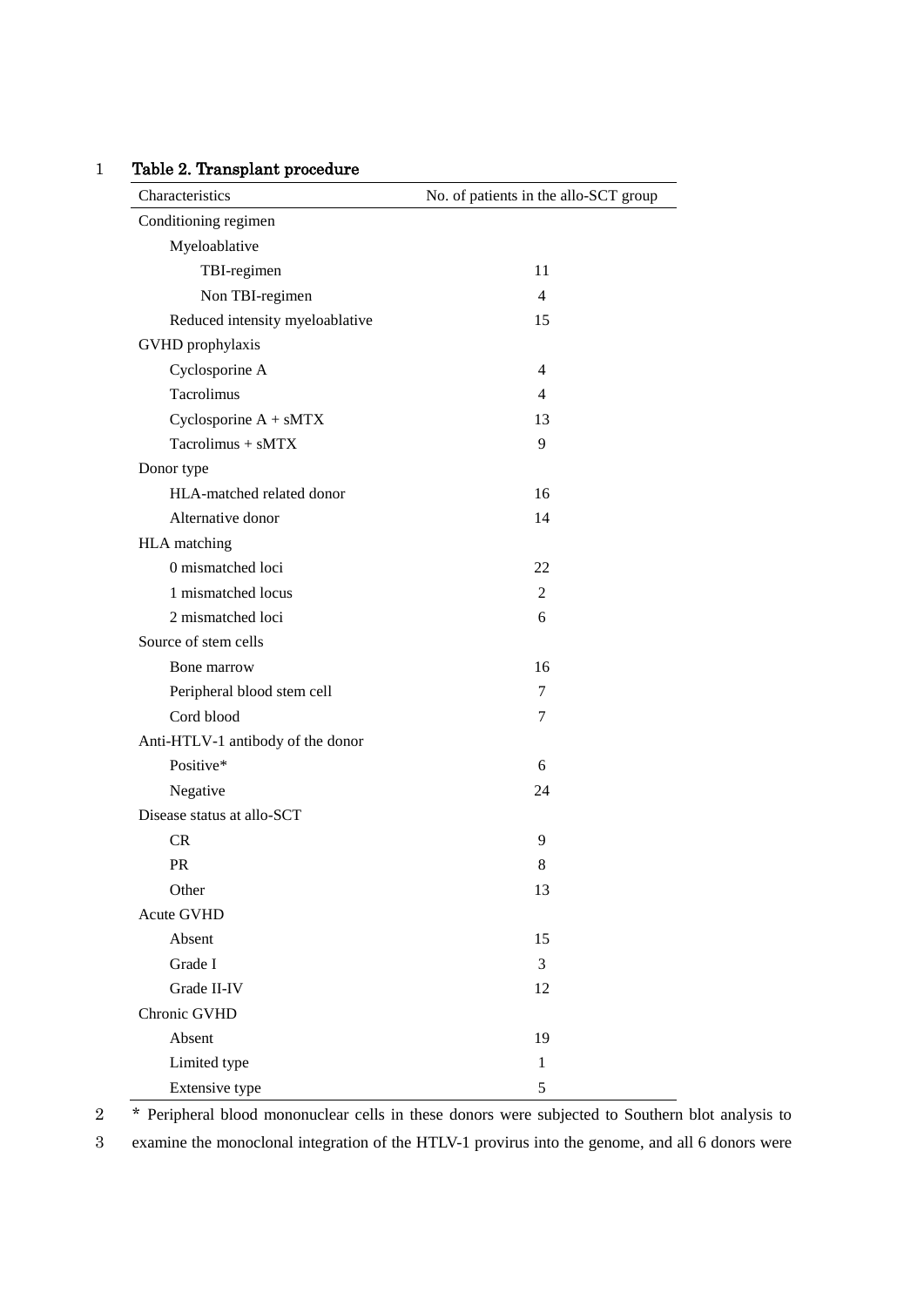**Table 2. Transplant procedure**

| Characteristics | No. of patients in the allo-SCT group |
|---|---|
| Conditioning regimen | |
| Myeloablative | |
| TBI-regimen | 11 |
| Non TBI-regimen | 4 |
| Reduced intensity myeloablative | 15 |
| GVHD prophylaxis | |
| Cyclosporine A | 4 |
| Tacrolimus | 4 |
| Cyclosporine A + sMTX | 13 |
| Tacrolimus + sMTX | 9 |
| Donor type | |
| HLA-matched related donor | 16 |
| Alternative donor | 14 |
| HLA matching | |
| 0 mismatched loci | 22 |
| 1 mismatched locus | 2 |
| 2 mismatched loci | 6 |
| Source of stem cells | |
| Bone marrow | 16 |
| Peripheral blood stem cell | 7 |
| Cord blood | 7 |
| Anti-HTLV-1 antibody of the donor | |
| Positive* | 6 |
| Negative | 24 |
| Disease status at allo-SCT | |
| CR | 9 |
| PR | 8 |
| Other | 13 |
| Acute GVHD | |
| Absent | 15 |
| Grade I | 3 |
| Grade II-IV | 12 |
| Chronic GVHD | |
| Absent | 19 |
| Limited type | 1 |
| Extensive type | 5 |

* Peripheral blood mononuclear cells in these donors were subjected to Southern blot analysis to examine the monoclonal integration of the HTLV-1 provirus into the genome, and all 6 donors were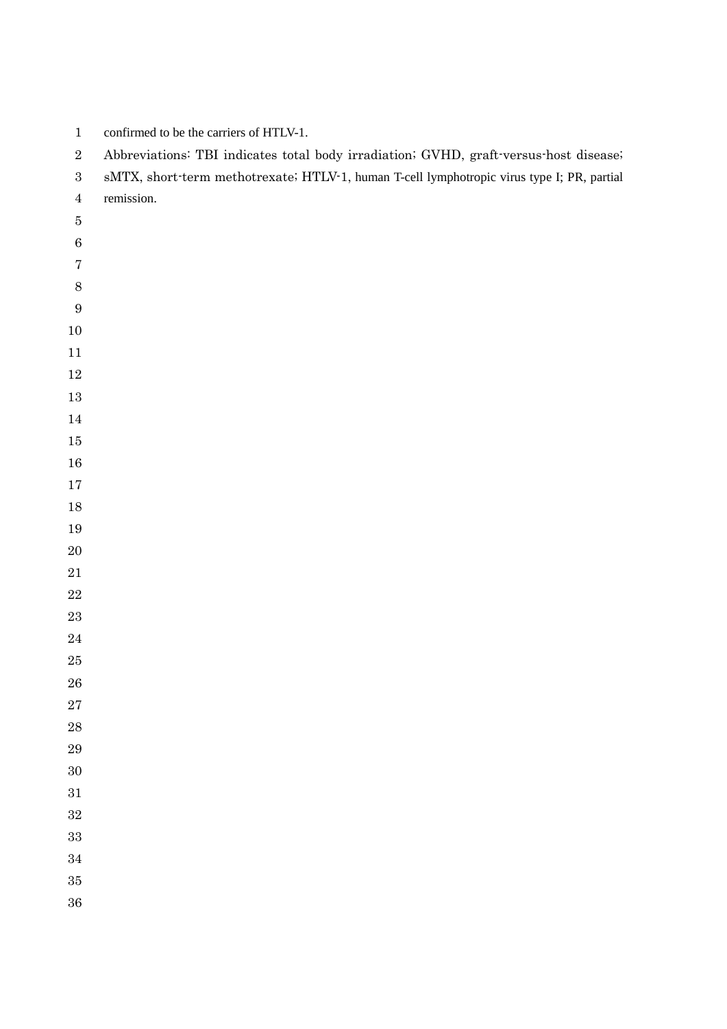confirmed to be the carriers of HTLV-1.

Abbreviations: TBI indicates total body irradiation; GVHD, graft-versus-host disease; sMTX, short-term methotrexate; HTLV-1, human T-cell lymphotropic virus type I; PR, partial remission.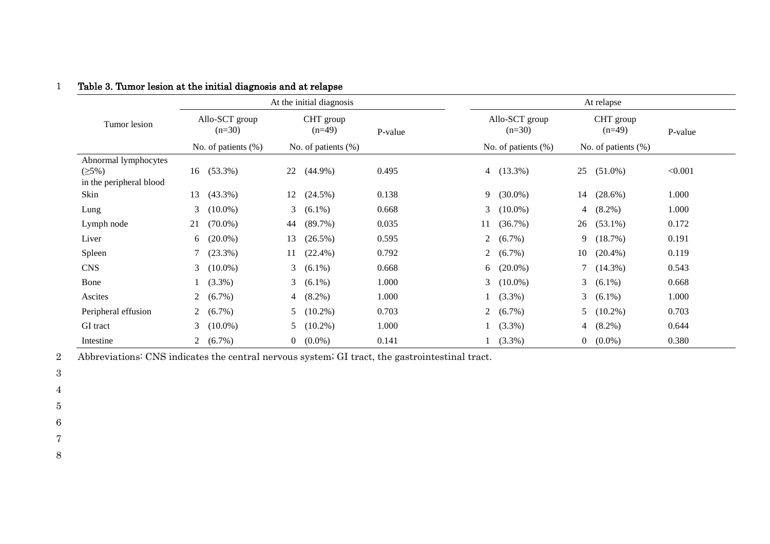**Table 3. Tumor lesion at the initial diagnosis and at relapse**

| Tumor lesion | At the initial diagnosis | | | At relapse | | |
|---|---|---|---|---|---|---|
| | Allo-SCT group (n=30) | CHT group (n=49) | P-value | Allo-SCT group (n=30) | CHT group (n=49) | P-value |
| | No. of patients (%) | No. of patients (%) | | No. of patients (%) | No. of patients (%) | |
| Abnormal lymphocytes (≥5%) in the peripheral blood | 16 (53.3%) | 22 (44.9%) | 0.495 | 4 (13.3%) | 25 (51.0%) | <0.001 |
| Skin | 13 (43.3%) | 12 (24.5%) | 0.138 | 9 (30.0%) | 14 (28.6%) | 1.000 |
| Lung | 3 (10.0%) | 3 (6.1%) | 0.668 | 3 (10.0%) | 4 (8.2%) | 1.000 |
| Lymph node | 21 (70.0%) | 44 (89.7%) | 0.035 | 11 (36.7%) | 26 (53.1%) | 0.172 |
| Liver | 6 (20.0%) | 13 (26.5%) | 0.595 | 2 (6.7%) | 9 (18.7%) | 0.191 |
| Spleen | 7 (23.3%) | 11 (22.4%) | 0.792 | 2 (6.7%) | 10 (20.4%) | 0.119 |
| CNS | 3 (10.0%) | 3 (6.1%) | 0.668 | 6 (20.0%) | 7 (14.3%) | 0.543 |
| Bone | 1 (3.3%) | 3 (6.1%) | 1.000 | 3 (10.0%) | 3 (6.1%) | 0.668 |
| Ascites | 2 (6.7%) | 4 (8.2%) | 1.000 | 1 (3.3%) | 3 (6.1%) | 1.000 |
| Peripheral effusion | 2 (6.7%) | 5 (10.2%) | 0.703 | 2 (6.7%) | 5 (10.2%) | 0.703 |
| GI tract | 3 (10.0%) | 5 (10.2%) | 1.000 | 1 (3.3%) | 4 (8.2%) | 0.644 |
| Intestine | 2 (6.7%) | 0 (0.0%) | 0.141 | 1 (3.3%) | 0 (0.0%) | 0.380 |

Abbreviations: CNS indicates the central nervous system; GI tract, the gastrointestinal tract.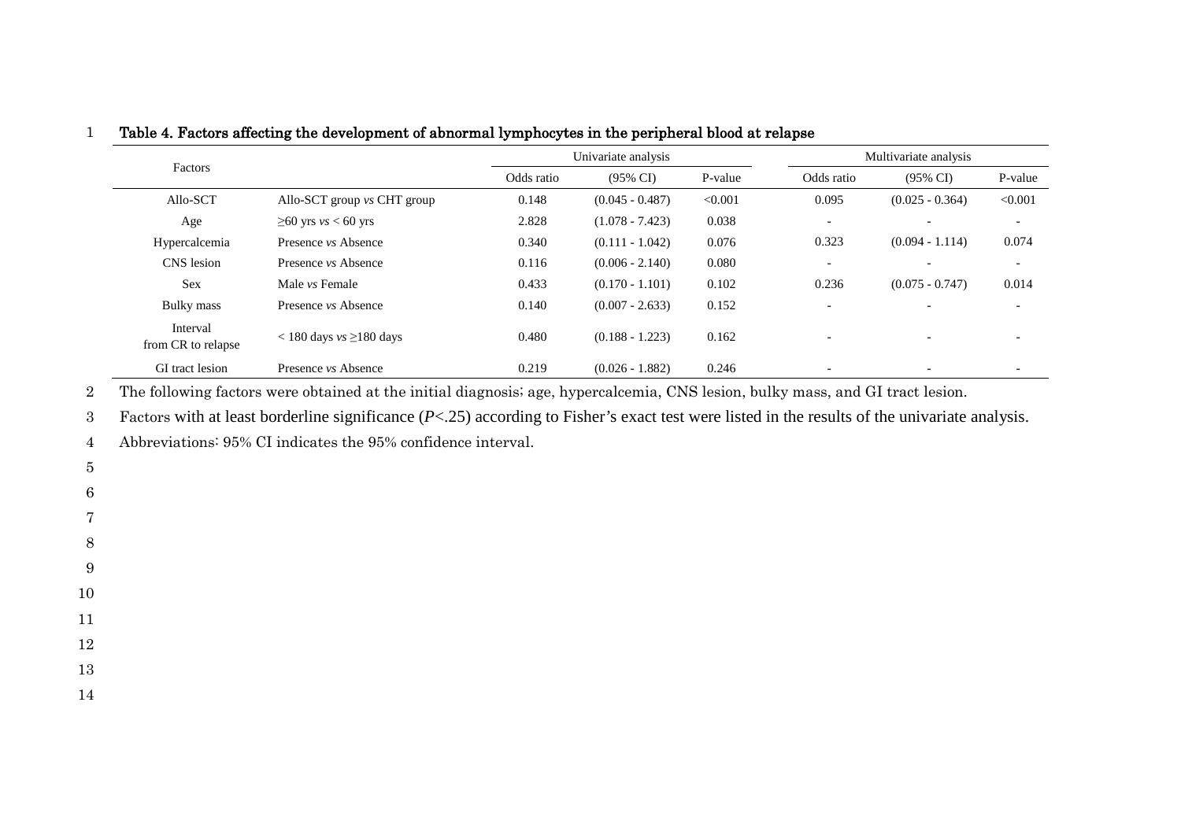**Table 4. Factors affecting the development of abnormal lymphocytes in the peripheral blood at relapse**

| Factors | | Univariate analysis | | | Multivariate analysis | | |
|---|---|---|---|---|---|---|---|
| | | Odds ratio | (95% CI) | P-value | Odds ratio | (95% CI) | P-value |
| Allo-SCT | Allo-SCT group *vs* CHT group | 0.148 | (0.045 - 0.487) | <0.001 | 0.095 | (0.025 - 0.364) | <0.001 |
| Age | ≥60 yrs *vs* < 60 yrs | 2.828 | (1.078 - 7.423) | 0.038 | - | - | - |
| Hypercalcemia | Presence *vs* Absence | 0.340 | (0.111 - 1.042) | 0.076 | 0.323 | (0.094 - 1.114) | 0.074 |
| CNS lesion | Presence *vs* Absence | 0.116 | (0.006 - 2.140) | 0.080 | - | - | - |
| Sex | Male *vs* Female | 0.433 | (0.170 - 1.101) | 0.102 | 0.236 | (0.075 - 0.747) | 0.014 |
| Bulky mass | Presence *vs* Absence | 0.140 | (0.007 - 2.633) | 0.152 | - | - | - |
| Interval from CR to relapse | < 180 days *vs* ≥180 days | 0.480 | (0.188 - 1.223) | 0.162 | - | - | - |
| GI tract lesion | Presence *vs* Absence | 0.219 | (0.026 - 1.882) | 0.246 | - | - | - |

The following factors were obtained at the initial diagnosis; age, hypercalcemia, CNS lesion, bulky mass, and GI tract lesion.

Factors with at least borderline significance ($P$<.25) according to Fisher's exact test were listed in the results of the univariate analysis.

Abbreviations: 95% CI indicates the 95% confidence interval.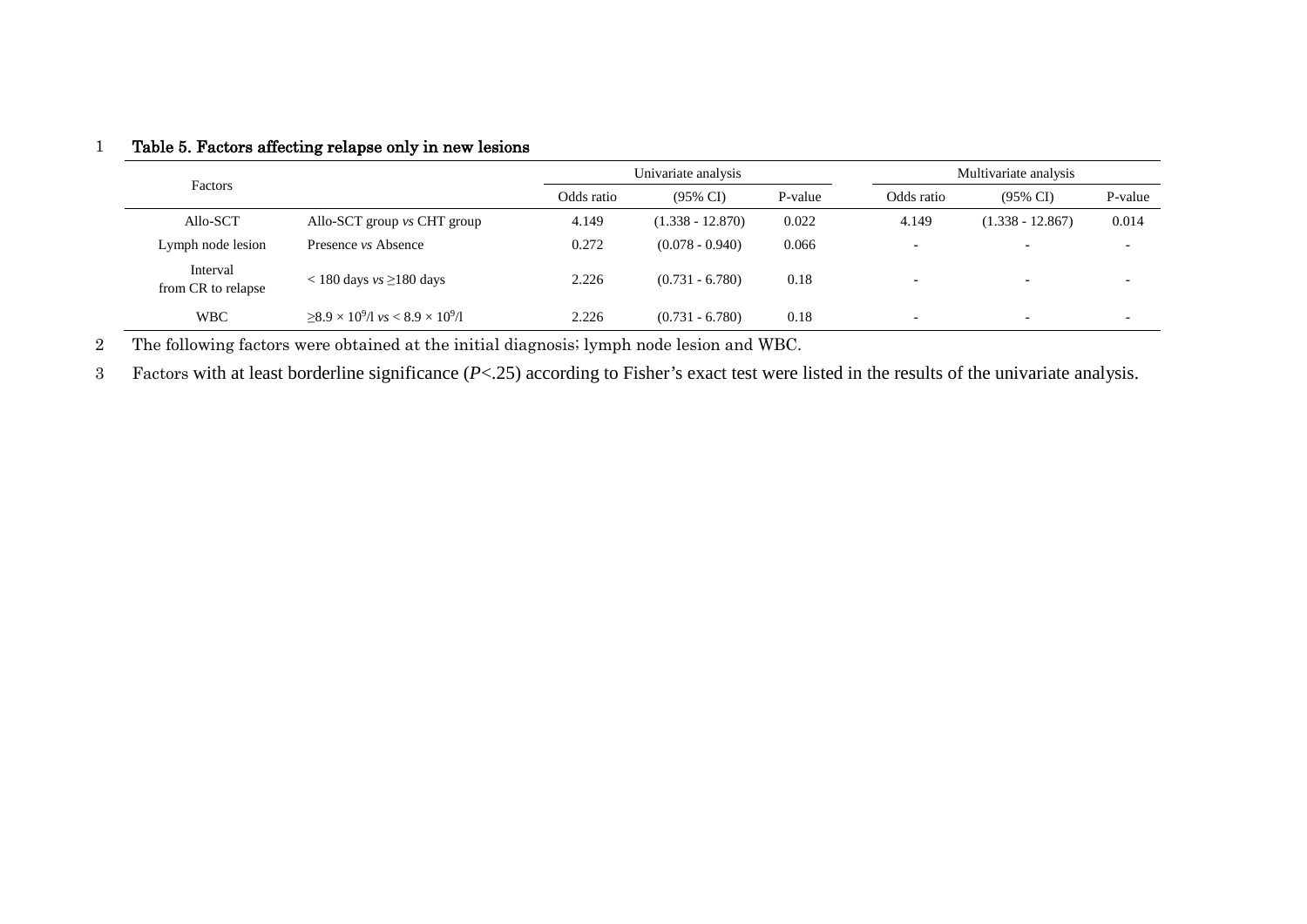**Table 5. Factors affecting relapse only in new lesions**

| Factors | | Univariate analysis | | | Multivariate analysis | | |
|---|---|---|---|---|---|---|---|
| | | Odds ratio | (95% CI) | P-value | Odds ratio | (95% CI) | P-value |
| Allo-SCT | Allo-SCT group *vs* CHT group | 4.149 | (1.338 - 12.870) | 0.022 | 4.149 | (1.338 - 12.867) | 0.014 |
| Lymph node lesion | Presence *vs* Absence | 0.272 | (0.078 - 0.940) | 0.066 | - | - | - |
| Interval from CR to relapse | < 180 days *vs* ≥180 days | 2.226 | (0.731 - 6.780) | 0.18 | - | - | - |
| WBC | $\geq 8.9 \times 10^9$/l *vs* $< 8.9 \times 10^9$/l | 2.226 | (0.731 - 6.780) | 0.18 | - | - | - |

The following factors were obtained at the initial diagnosis; lymph node lesion and WBC.

Factors with at least borderline significance ($P$<.25) according to Fisher's exact test were listed in the results of the univariate analysis.